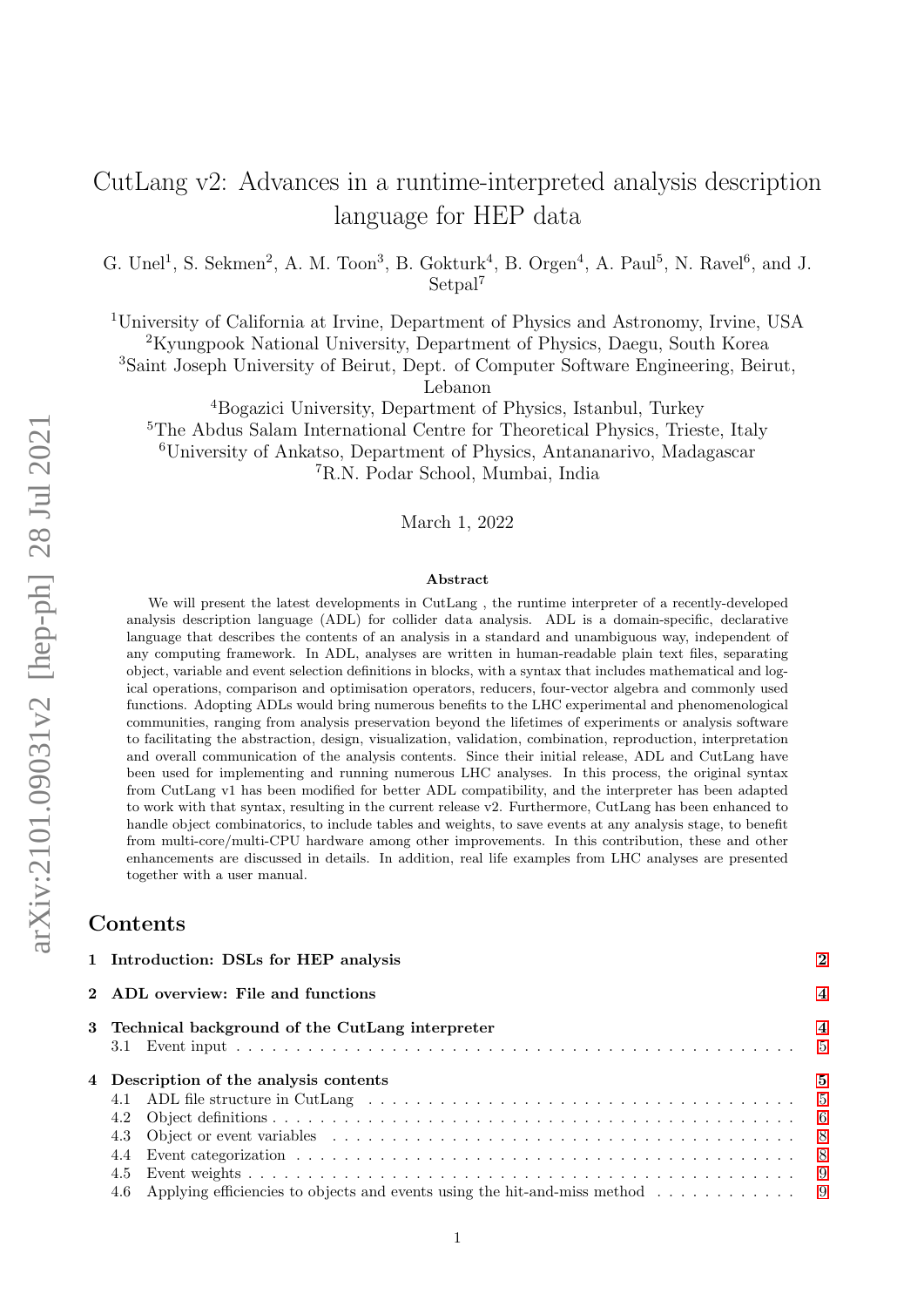# CutLang v2: Advances in a runtime-interpreted analysis description language for HEP data

G. Unel[1], S. Sekmen[2], A. M. Toon[3], B. Gokturk[4], B. Orgen[4], A. Paul[5], N. Ravel[6], and J. Setpal[7]

[1]University of California at Irvine, Department of Physics and Astronomy, Irvine, USA
[2]Kyungpook National University, Department of Physics, Daegu, South Korea
[3]Saint Joseph University of Beirut, Dept. of Computer Software Engineering, Beirut, Lebanon
[4]Bogazici University, Department of Physics, Istanbul, Turkey
[5]The Abdus Salam International Centre for Theoretical Physics, Trieste, Italy
[6]University of Ankatso, Department of Physics, Antananarivo, Madagascar
[7]R.N. Podar School, Mumbai, India

March 1, 2022

### Abstract

We will present the latest developments in CutLang , the runtime interpreter of a recently-developed analysis description language (ADL) for collider data analysis. ADL is a domain-specific, declarative language that describes the contents of an analysis in a standard and unambiguous way, independent of any computing framework. In ADL, analyses are written in human-readable plain text files, separating object, variable and event selection definitions in blocks, with a syntax that includes mathematical and logical operations, comparison and optimisation operators, reducers, four-vector algebra and commonly used functions. Adopting ADLs would bring numerous benefits to the LHC experimental and phenomenological communities, ranging from analysis preservation beyond the lifetimes of experiments or analysis software to facilitating the abstraction, design, visualization, validation, combination, reproduction, interpretation and overall communication of the analysis contents. Since their initial release, ADL and CutLang have been used for implementing and running numerous LHC analyses. In this process, the original syntax from CutLang v1 has been modified for better ADL compatibility, and the interpreter has been adapted to work with that syntax, resulting in the current release v2. Furthermore, CutLang has been enhanced to handle object combinatorics, to include tables and weights, to save events at any analysis stage, to benefit from multi-core/multi-CPU hardware among other improvements. In this contribution, these and other enhancements are discussed in details. In addition, real life examples from LHC analyses are presented together with a user manual.

## Contents

- **1 Introduction: DSLs for HEP analysis** — 2
- **2 ADL overview: File and functions** — 4
- **3 Technical background of the CutLang interpreter** — 4
  - 3.1 Event input — 5
- **4 Description of the analysis contents** — 5
  - 4.1 ADL file structure in CutLang — 5
  - 4.2 Object definitions — 6
  - 4.3 Object or event variables — 8
  - 4.4 Event categorization — 8
  - 4.5 Event weights — 9
  - 4.6 Applying efficiencies to objects and events using the hit-and-miss method — 9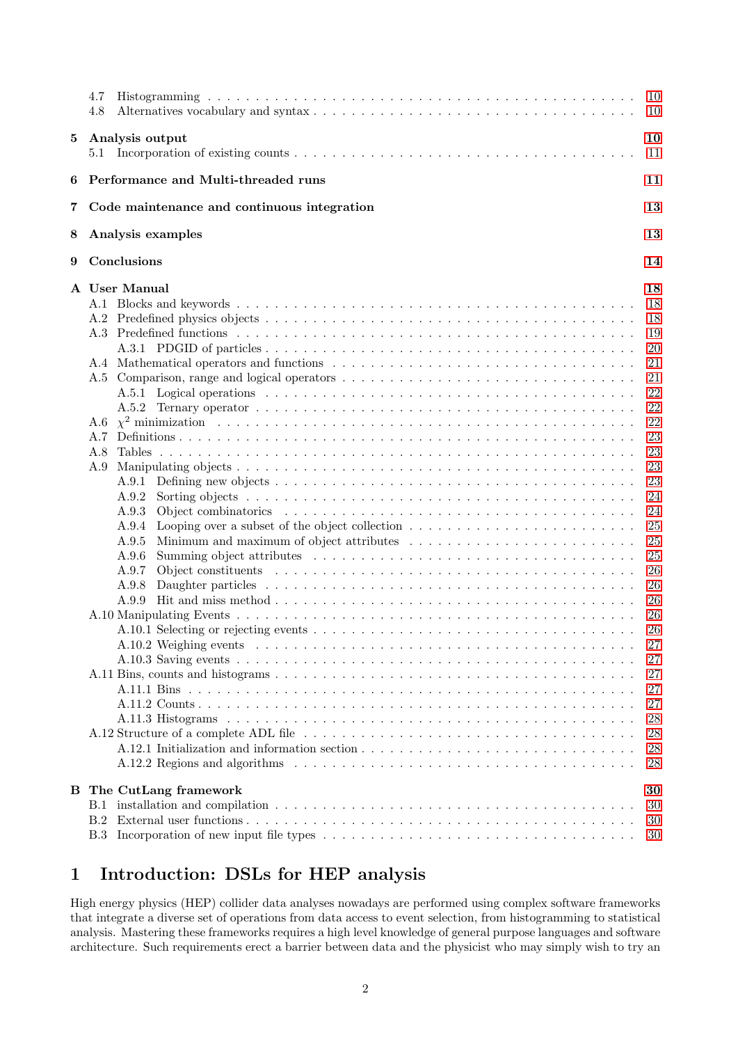4.7 Histogramming . . . . . . . . . . 10
4.8 Alternatives vocabulary and syntax . . . . . . . . . . 10

**5 Analysis output** **10**
5.1 Incorporation of existing counts . . . . . . . . . . 11

**6 Performance and Multi-threaded runs** **11**

**7 Code maintenance and continuous integration** **13**

**8 Analysis examples** **13**

**9 Conclusions** **14**

**A User Manual** **18**
A.1 Blocks and keywords . . . . . . . . . . 18
A.2 Predefined physics objects . . . . . . . . . . 18
A.3 Predefined functions . . . . . . . . . . 19
A.3.1 PDGID of particles . . . . . . . . . . 20
A.4 Mathematical operators and functions . . . . . . . . . . 21
A.5 Comparison, range and logical operators . . . . . . . . . . 21
A.5.1 Logical operations . . . . . . . . . . 22
A.5.2 Ternary operator . . . . . . . . . . 22
A.6 $\chi^2$ minimization . . . . . . . . . . 22
A.7 Definitions . . . . . . . . . . 23
A.8 Tables . . . . . . . . . . 23
A.9 Manipulating objects . . . . . . . . . . 23
A.9.1 Defining new objects . . . . . . . . . . 23
A.9.2 Sorting objects . . . . . . . . . . 24
A.9.3 Object combinatorics . . . . . . . . . . 24
A.9.4 Looping over a subset of the object collection . . . . . . . . . . 25
A.9.5 Minimum and maximum of object attributes . . . . . . . . . . 25
A.9.6 Summing object attributes . . . . . . . . . . 25
A.9.7 Object constituents . . . . . . . . . . 26
A.9.8 Daughter particles . . . . . . . . . . 26
A.9.9 Hit and miss method . . . . . . . . . . 26
A.10 Manipulating Events . . . . . . . . . . 26
A.10.1 Selecting or rejecting events . . . . . . . . . . 26
A.10.2 Weighing events . . . . . . . . . . 27
A.10.3 Saving events . . . . . . . . . . 27
A.11 Bins, counts and histograms . . . . . . . . . . 27
A.11.1 Bins . . . . . . . . . . 27
A.11.2 Counts . . . . . . . . . . 27
A.11.3 Histograms . . . . . . . . . . 28
A.12 Structure of a complete ADL file . . . . . . . . . . 28
A.12.1 Initialization and information section . . . . . . . . . . 28
A.12.2 Regions and algorithms . . . . . . . . . . 28

**B The CutLang framework** **30**
B.1 installation and compilation . . . . . . . . . . 30
B.2 External user functions . . . . . . . . . . 30
B.3 Incorporation of new input file types . . . . . . . . . . 30

# 1 Introduction: DSLs for HEP analysis

High energy physics (HEP) collider data analyses nowadays are performed using complex software frameworks that integrate a diverse set of operations from data access to event selection, from histogramming to statistical analysis. Mastering these frameworks requires a high level knowledge of general purpose languages and software architecture. Such requirements erect a barrier between data and the physicist who may simply wish to try an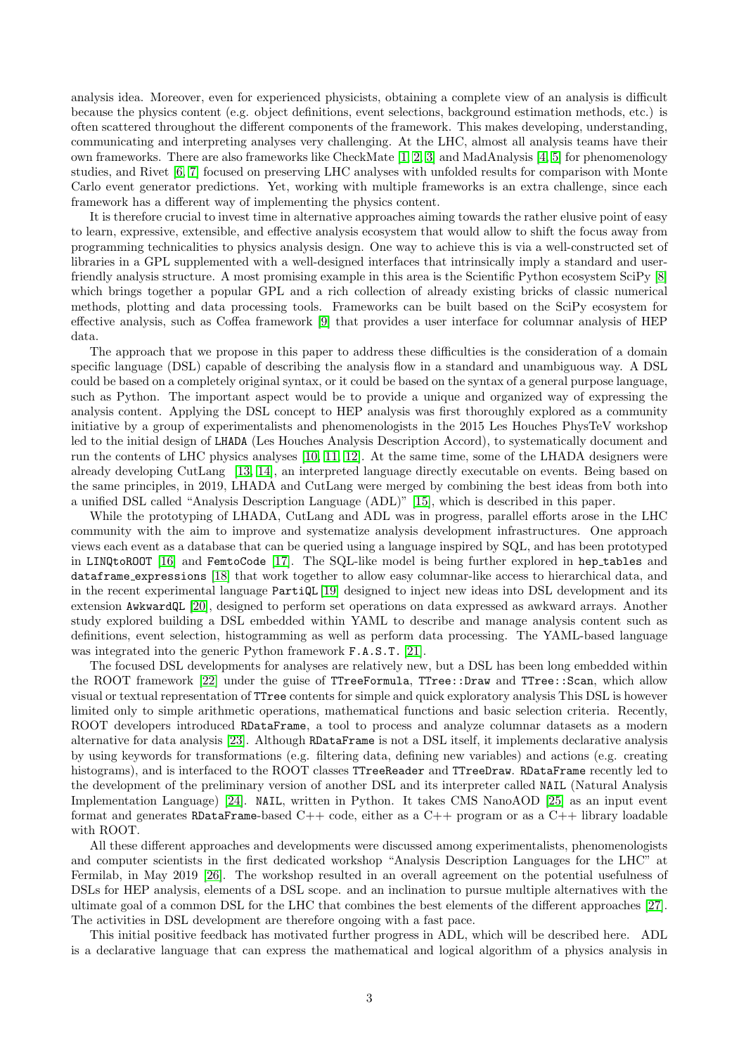analysis idea. Moreover, even for experienced physicists, obtaining a complete view of an analysis is difficult because the physics content (e.g. object definitions, event selections, background estimation methods, etc.) is often scattered throughout the different components of the framework. This makes developing, understanding, communicating and interpreting analyses very challenging. At the LHC, almost all analysis teams have their own frameworks. There are also frameworks like CheckMate [1, 2, 3] and MadAnalysis [4, 5] for phenomenology studies, and Rivet [6, 7] focused on preserving LHC analyses with unfolded results for comparison with Monte Carlo event generator predictions. Yet, working with multiple frameworks is an extra challenge, since each framework has a different way of implementing the physics content.

It is therefore crucial to invest time in alternative approaches aiming towards the rather elusive point of easy to learn, expressive, extensible, and effective analysis ecosystem that would allow to shift the focus away from programming technicalities to physics analysis design. One way to achieve this is via a well-constructed set of libraries in a GPL supplemented with a well-designed interfaces that intrinsically imply a standard and user-friendly analysis structure. A most promising example in this area is the Scientific Python ecosystem SciPy [8] which brings together a popular GPL and a rich collection of already existing bricks of classic numerical methods, plotting and data processing tools. Frameworks can be built based on the SciPy ecosystem for effective analysis, such as Coffea framework [9] that provides a user interface for columnar analysis of HEP data.

The approach that we propose in this paper to address these difficulties is the consideration of a domain specific language (DSL) capable of describing the analysis flow in a standard and unambiguous way. A DSL could be based on a completely original syntax, or it could be based on the syntax of a general purpose language, such as Python. The important aspect would be to provide a unique and organized way of expressing the analysis content. Applying the DSL concept to HEP analysis was first thoroughly explored as a community initiative by a group of experimentalists and phenomenologists in the 2015 Les Houches PhysTeV workshop led to the initial design of `LHADA` (Les Houches Analysis Description Accord), to systematically document and run the contents of LHC physics analyses [10, 11, 12]. At the same time, some of the LHADA designers were already developing CutLang [13, 14], an interpreted language directly executable on events. Being based on the same principles, in 2019, LHADA and CutLang were merged by combining the best ideas from both into a unified DSL called "Analysis Description Language (ADL)" [15], which is described in this paper.

While the prototyping of LHADA, CutLang and ADL was in progress, parallel efforts arose in the LHC community with the aim to improve and systematize analysis development infrastructures. One approach views each event as a database that can be queried using a language inspired by SQL, and has been prototyped in `LINQtoROOT` [16] and `FemtoCode` [17]. The SQL-like model is being further explored in `hep_tables` and `dataframe_expressions` [18] that work together to allow easy columnar-like access to hierarchical data, and in the recent experimental language `PartiQL` [19] designed to inject new ideas into DSL development and its extension `AwkwardQL` [20], designed to perform set operations on data expressed as awkward arrays. Another study explored building a DSL embedded within YAML to describe and manage analysis content such as definitions, event selection, histogramming as well as perform data processing. The YAML-based language was integrated into the generic Python framework `F.A.S.T.` [21].

The focused DSL developments for analyses are relatively new, but a DSL has been long embedded within the ROOT framework [22] under the guise of `TTreeFormula`, `TTree::Draw` and `TTree::Scan`, which allow visual or textual representation of `TTree` contents for simple and quick exploratory analysis This DSL is however limited only to simple arithmetic operations, mathematical functions and basic selection criteria. Recently, ROOT developers introduced `RDataFrame`, a tool to process and analyze columnar datasets as a modern alternative for data analysis [23]. Although `RDataFrame` is not a DSL itself, it implements declarative analysis by using keywords for transformations (e.g. filtering data, defining new variables) and actions (e.g. creating histograms), and is interfaced to the ROOT classes `TTreeReader` and `TTreeDraw`. `RDataFrame` recently led to the development of the preliminary version of another DSL and its interpreter called `NAIL` (Natural Analysis Implementation Language) [24]. `NAIL`, written in Python. It takes CMS NanoAOD [25] as an input event format and generates `RDataFrame`-based C++ code, either as a C++ program or as a C++ library loadable with ROOT.

All these different approaches and developments were discussed among experimentalists, phenomenologists and computer scientists in the first dedicated workshop "Analysis Description Languages for the LHC" at Fermilab, in May 2019 [26]. The workshop resulted in an overall agreement on the potential usefulness of DSLs for HEP analysis, elements of a DSL scope. and an inclination to pursue multiple alternatives with the ultimate goal of a common DSL for the LHC that combines the best elements of the different approaches [27]. The activities in DSL development are therefore ongoing with a fast pace.

This initial positive feedback has motivated further progress in ADL, which will be described here. ADL is a declarative language that can express the mathematical and logical algorithm of a physics analysis in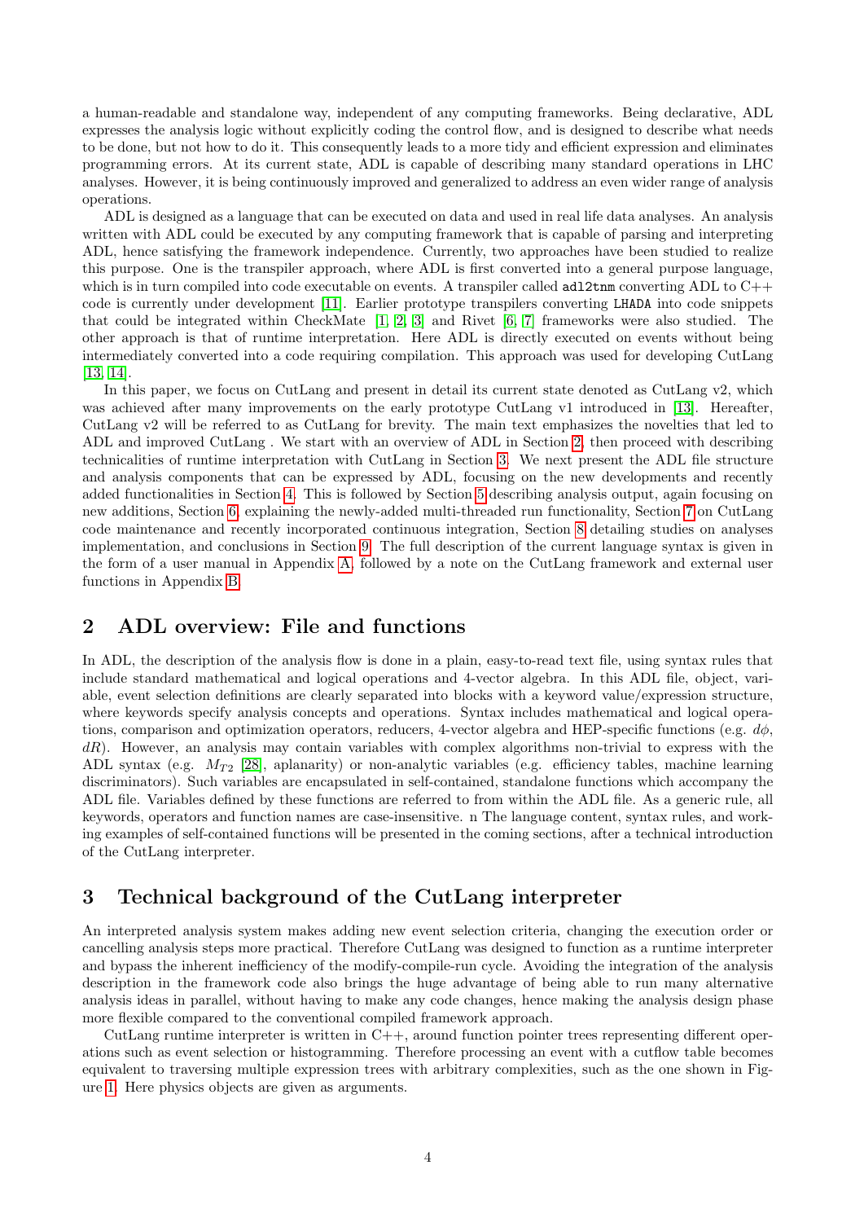a human-readable and standalone way, independent of any computing frameworks. Being declarative, ADL expresses the analysis logic without explicitly coding the control flow, and is designed to describe what needs to be done, but not how to do it. This consequently leads to a more tidy and efficient expression and eliminates programming errors. At its current state, ADL is capable of describing many standard operations in LHC analyses. However, it is being continuously improved and generalized to address an even wider range of analysis operations.

ADL is designed as a language that can be executed on data and used in real life data analyses. An analysis written with ADL could be executed by any computing framework that is capable of parsing and interpreting ADL, hence satisfying the framework independence. Currently, two approaches have been studied to realize this purpose. One is the transpiler approach, where ADL is first converted into a general purpose language, which is in turn compiled into code executable on events. A transpiler called `adl2tnm` converting ADL to C++ code is currently under development [11]. Earlier prototype transpilers converting `LHADA` into code snippets that could be integrated within CheckMate [1, 2, 3] and Rivet [6, 7] frameworks were also studied. The other approach is that of runtime interpretation. Here ADL is directly executed on events without being intermediately converted into a code requiring compilation. This approach was used for developing CutLang [13, 14].

In this paper, we focus on CutLang and present in detail its current state denoted as CutLang v2, which was achieved after many improvements on the early prototype CutLang v1 introduced in [13]. Hereafter, CutLang v2 will be referred to as CutLang for brevity. The main text emphasizes the novelties that led to ADL and improved CutLang . We start with an overview of ADL in Section 2, then proceed with describing technicalities of runtime interpretation with CutLang in Section 3. We next present the ADL file structure and analysis components that can be expressed by ADL, focusing on the new developments and recently added functionalities in Section 4. This is followed by Section 5 describing analysis output, again focusing on new additions, Section 6 explaining the newly-added multi-threaded run functionality, Section 7 on CutLang code maintenance and recently incorporated continuous integration, Section 8 detailing studies on analyses implementation, and conclusions in Section 9. The full description of the current language syntax is given in the form of a user manual in Appendix A, followed by a note on the CutLang framework and external user functions in Appendix B.

## 2 ADL overview: File and functions

In ADL, the description of the analysis flow is done in a plain, easy-to-read text file, using syntax rules that include standard mathematical and logical operations and 4-vector algebra. In this ADL file, object, variable, event selection definitions are clearly separated into blocks with a keyword value/expression structure, where keywords specify analysis concepts and operations. Syntax includes mathematical and logical operations, comparison and optimization operators, reducers, 4-vector algebra and HEP-specific functions (e.g. $d\phi$, $dR$). However, an analysis may contain variables with complex algorithms non-trivial to express with the ADL syntax (e.g. $M_{T2}$ [28], aplanarity) or non-analytic variables (e.g. efficiency tables, machine learning discriminators). Such variables are encapsulated in self-contained, standalone functions which accompany the ADL file. Variables defined by these functions are referred to from within the ADL file. As a generic rule, all keywords, operators and function names are case-insensitive. n The language content, syntax rules, and working examples of self-contained functions will be presented in the coming sections, after a technical introduction of the CutLang interpreter.

## 3 Technical background of the CutLang interpreter

An interpreted analysis system makes adding new event selection criteria, changing the execution order or cancelling analysis steps more practical. Therefore CutLang was designed to function as a runtime interpreter and bypass the inherent inefficiency of the modify-compile-run cycle. Avoiding the integration of the analysis description in the framework code also brings the huge advantage of being able to run many alternative analysis ideas in parallel, without having to make any code changes, hence making the analysis design phase more flexible compared to the conventional compiled framework approach.

CutLang runtime interpreter is written in C++, around function pointer trees representing different operations such as event selection or histogramming. Therefore processing an event with a cutflow table becomes equivalent to traversing multiple expression trees with arbitrary complexities, such as the one shown in Figure 1. Here physics objects are given as arguments.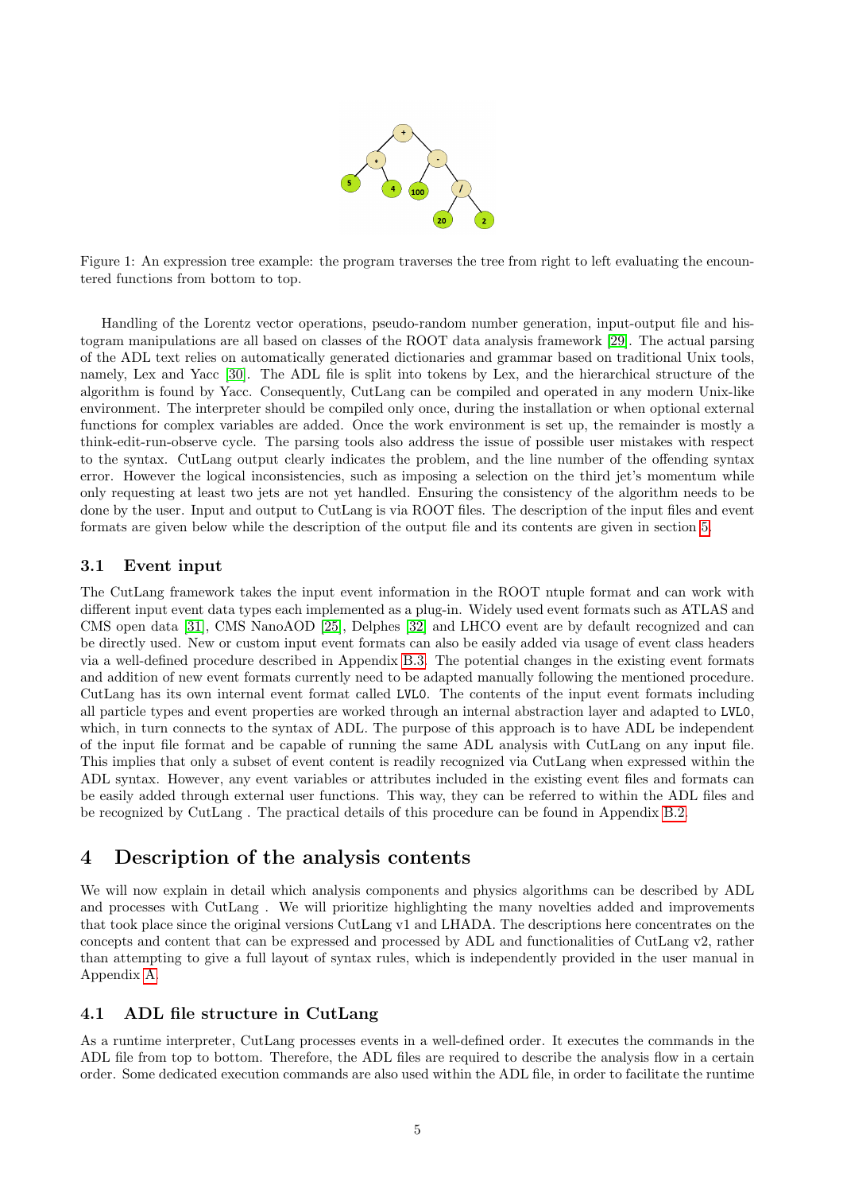Figure 1: An expression tree example: the program traverses the tree from right to left evaluating the encountered functions from bottom to top.

Handling of the Lorentz vector operations, pseudo-random number generation, input-output file and histogram manipulations are all based on classes of the ROOT data analysis framework [29]. The actual parsing of the ADL text relies on automatically generated dictionaries and grammar based on traditional Unix tools, namely, Lex and Yacc [30]. The ADL file is split into tokens by Lex, and the hierarchical structure of the algorithm is found by Yacc. Consequently, CutLang can be compiled and operated in any modern Unix-like environment. The interpreter should be compiled only once, during the installation or when optional external functions for complex variables are added. Once the work environment is set up, the remainder is mostly a think-edit-run-observe cycle. The parsing tools also address the issue of possible user mistakes with respect to the syntax. CutLang output clearly indicates the problem, and the line number of the offending syntax error. However the logical inconsistencies, such as imposing a selection on the third jet's momentum while only requesting at least two jets are not yet handled. Ensuring the consistency of the algorithm needs to be done by the user. Input and output to CutLang is via ROOT files. The description of the input files and event formats are given below while the description of the output file and its contents are given in section 5.

## 3.1 Event input

The CutLang framework takes the input event information in the ROOT ntuple format and can work with different input event data types each implemented as a plug-in. Widely used event formats such as ATLAS and CMS open data [31], CMS NanoAOD [25], Delphes [32] and LHCO event are by default recognized and can be directly used. New or custom input event formats can also be easily added via usage of event class headers via a well-defined procedure described in Appendix B.3. The potential changes in the existing event formats and addition of new event formats currently need to be adapted manually following the mentioned procedure. CutLang has its own internal event format called `LVL0`. The contents of the input event formats including all particle types and event properties are worked through an internal abstraction layer and adapted to `LVL0`, which, in turn connects to the syntax of ADL. The purpose of this approach is to have ADL be independent of the input file format and be capable of running the same ADL analysis with CutLang on any input file. This implies that only a subset of event content is readily recognized via CutLang when expressed within the ADL syntax. However, any event variables or attributes included in the existing event files and formats can be easily added through external user functions. This way, they can be referred to within the ADL files and be recognized by CutLang . The practical details of this procedure can be found in Appendix B.2.

# 4 Description of the analysis contents

We will now explain in detail which analysis components and physics algorithms can be described by ADL and processes with CutLang . We will prioritize highlighting the many novelties added and improvements that took place since the original versions CutLang v1 and LHADA. The descriptions here concentrates on the concepts and content that can be expressed and processed by ADL and functionalities of CutLang v2, rather than attempting to give a full layout of syntax rules, which is independently provided in the user manual in Appendix A.

## 4.1 ADL file structure in CutLang

As a runtime interpreter, CutLang processes events in a well-defined order. It executes the commands in the ADL file from top to bottom. Therefore, the ADL files are required to describe the analysis flow in a certain order. Some dedicated execution commands are also used within the ADL file, in order to facilitate the runtime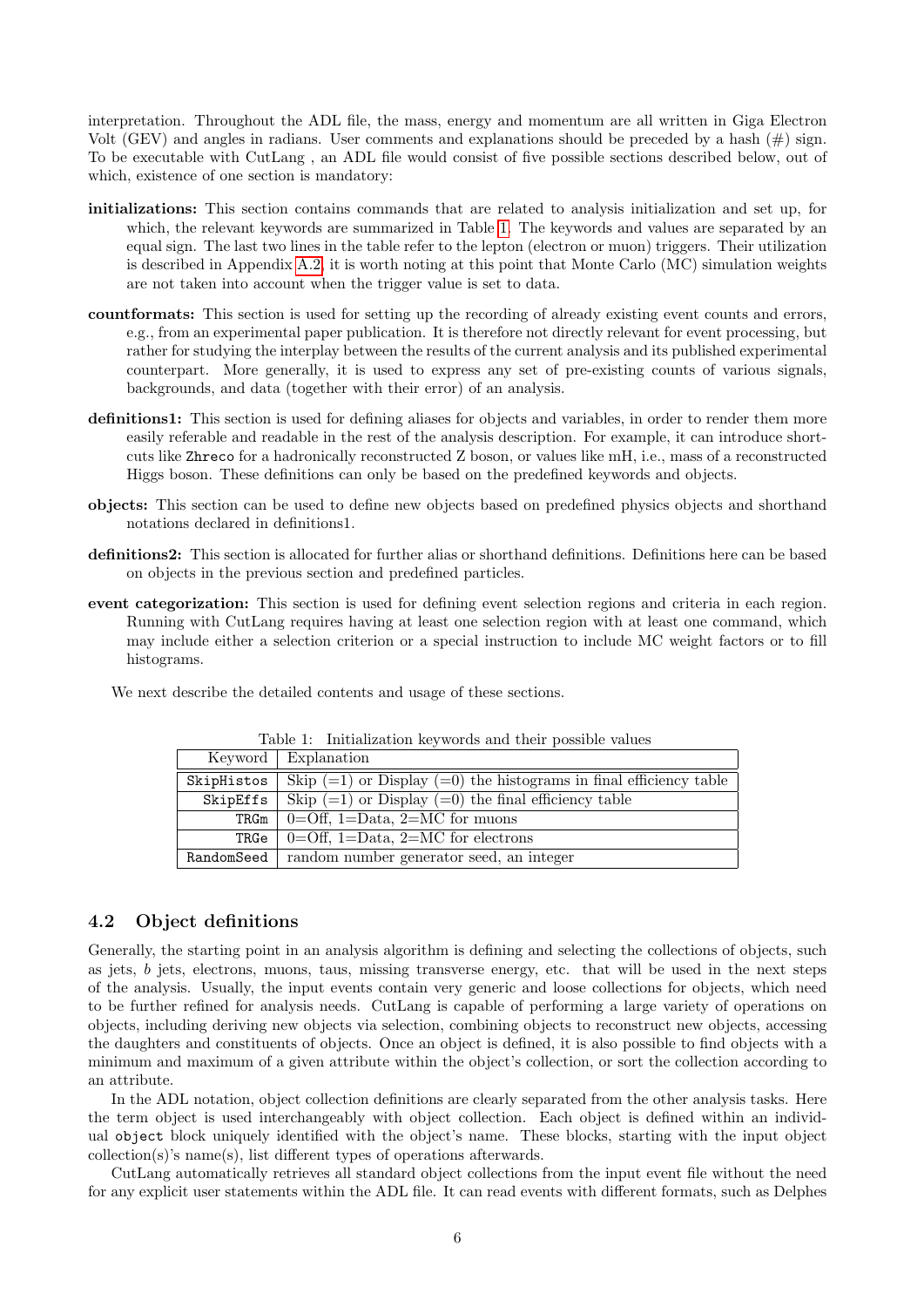interpretation. Throughout the ADL file, the mass, energy and momentum are all written in Giga Electron Volt (GEV) and angles in radians. User comments and explanations should be preceded by a hash (#) sign. To be executable with CutLang , an ADL file would consist of five possible sections described below, out of which, existence of one section is mandatory:

**initializations:** This section contains commands that are related to analysis initialization and set up, for which, the relevant keywords are summarized in Table 1. The keywords and values are separated by an equal sign. The last two lines in the table refer to the lepton (electron or muon) triggers. Their utilization is described in Appendix A.2, it is worth noting at this point that Monte Carlo (MC) simulation weights are not taken into account when the trigger value is set to data.

**countformats:** This section is used for setting up the recording of already existing event counts and errors, e.g., from an experimental paper publication. It is therefore not directly relevant for event processing, but rather for studying the interplay between the results of the current analysis and its published experimental counterpart. More generally, it is used to express any set of pre-existing counts of various signals, backgrounds, and data (together with their error) of an analysis.

**definitions1:** This section is used for defining aliases for objects and variables, in order to render them more easily referable and readable in the rest of the analysis description. For example, it can introduce shortcuts like `Zhreco` for a hadronically reconstructed Z boson, or values like mH, i.e., mass of a reconstructed Higgs boson. These definitions can only be based on the predefined keywords and objects.

**objects:** This section can be used to define new objects based on predefined physics objects and shorthand notations declared in definitions1.

**definitions2:** This section is allocated for further alias or shorthand definitions. Definitions here can be based on objects in the previous section and predefined particles.

**event categorization:** This section is used for defining event selection regions and criteria in each region. Running with CutLang requires having at least one selection region with at least one command, which may include either a selection criterion or a special instruction to include MC weight factors or to fill histograms.

We next describe the detailed contents and usage of these sections.

Table 1: Initialization keywords and their possible values

| Keyword | Explanation |
|---|---|
| `SkipHistos` | Skip (=1) or Display (=0) the histograms in final efficiency table |
| `SkipEffs` | Skip (=1) or Display (=0) the final efficiency table |
| `TRGm` | 0=Off, 1=Data, 2=MC for muons |
| `TRGe` | 0=Off, 1=Data, 2=MC for electrons |
| `RandomSeed` | random number generator seed, an integer |

## 4.2 Object definitions

Generally, the starting point in an analysis algorithm is defining and selecting the collections of objects, such as jets, *b* jets, electrons, muons, taus, missing transverse energy, etc. that will be used in the next steps of the analysis. Usually, the input events contain very generic and loose collections for objects, which need to be further refined for analysis needs. CutLang is capable of performing a large variety of operations on objects, including deriving new objects via selection, combining objects to reconstruct new objects, accessing the daughters and constituents of objects. Once an object is defined, it is also possible to find objects with a minimum and maximum of a given attribute within the object's collection, or sort the collection according to an attribute.

In the ADL notation, object collection definitions are clearly separated from the other analysis tasks. Here the term object is used interchangeably with object collection. Each object is defined within an individual `object` block uniquely identified with the object's name. These blocks, starting with the input object collection(s)'s name(s), list different types of operations afterwards.

CutLang automatically retrieves all standard object collections from the input event file without the need for any explicit user statements within the ADL file. It can read events with different formats, such as Delphes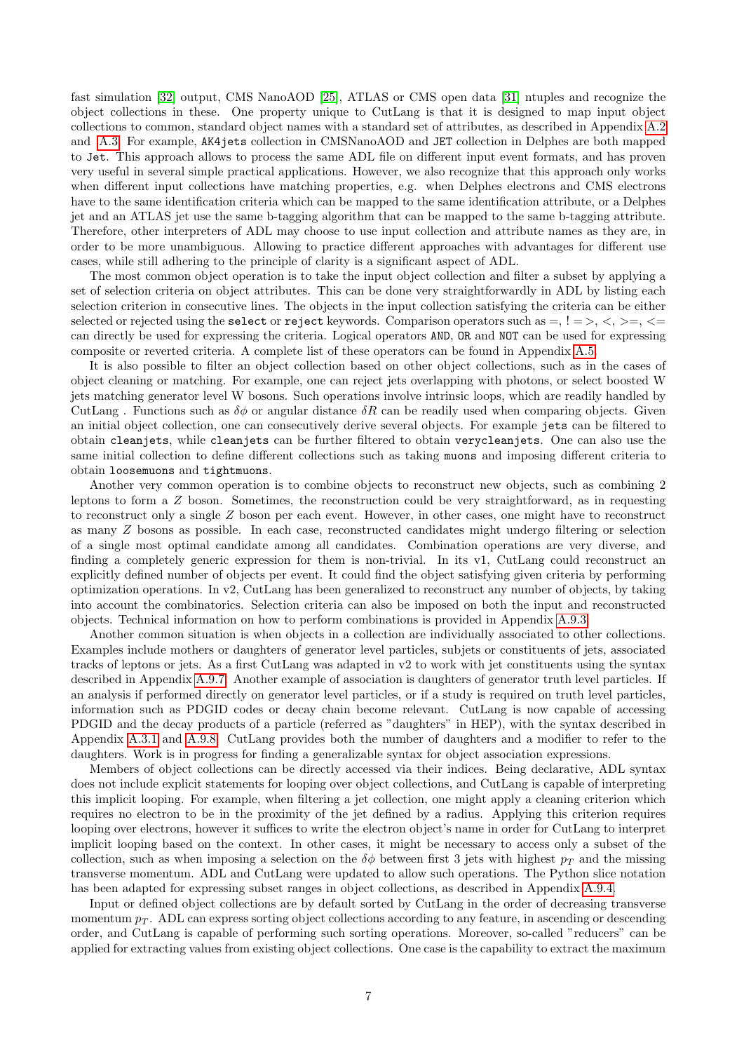fast simulation [32] output, CMS NanoAOD [25], ATLAS or CMS open data [31] ntuples and recognize the object collections in these. One property unique to CutLang is that it is designed to map input object collections to common, standard object names with a standard set of attributes, as described in Appendix A.2 and A.3. For example, `AK4jets` collection in CMSNanoAOD and `JET` collection in Delphes are both mapped to `Jet`. This approach allows to process the same ADL file on different input event formats, and has proven very useful in several simple practical applications. However, we also recognize that this approach only works when different input collections have matching properties, e.g. when Delphes electrons and CMS electrons have to the same identification criteria which can be mapped to the same identification attribute, or a Delphes jet and an ATLAS jet use the same b-tagging algorithm that can be mapped to the same b-tagging attribute. Therefore, other interpreters of ADL may choose to use input collection and attribute names as they are, in order to be more unambiguous. Allowing to practice different approaches with advantages for different use cases, while still adhering to the principle of clarity is a significant aspect of ADL.

The most common object operation is to take the input object collection and filter a subset by applying a set of selection criteria on object attributes. This can be done very straightforwardly in ADL by listing each selection criterion in consecutive lines. The objects in the input collection satisfying the criteria can be either selected or rejected using the `select` or `reject` keywords. Comparison operators such as =, ! =>, <, >=, <= can directly be used for expressing the criteria. Logical operators `AND`, `OR` and `NOT` can be used for expressing composite or reverted criteria. A complete list of these operators can be found in Appendix A.5.

It is also possible to filter an object collection based on other object collections, such as in the cases of object cleaning or matching. For example, one can reject jets overlapping with photons, or select boosted W jets matching generator level W bosons. Such operations involve intrinsic loops, which are readily handled by CutLang . Functions such as $\delta\phi$ or angular distance $\delta R$ can be readily used when comparing objects. Given an initial object collection, one can consecutively derive several objects. For example `jets` can be filtered to obtain `cleanjets`, while `cleanjets` can be further filtered to obtain `verycleanjets`. One can also use the same initial collection to define different collections such as taking `muons` and imposing different criteria to obtain `loosemuons` and `tightmuons`.

Another very common operation is to combine objects to reconstruct new objects, such as combining 2 leptons to form a $Z$ boson. Sometimes, the reconstruction could be very straightforward, as in requesting to reconstruct only a single $Z$ boson per each event. However, in other cases, one might have to reconstruct as many $Z$ bosons as possible. In each case, reconstructed candidates might undergo filtering or selection of a single most optimal candidate among all candidates. Combination operations are very diverse, and finding a completely generic expression for them is non-trivial. In its v1, CutLang could reconstruct an explicitly defined number of objects per event. It could find the object satisfying given criteria by performing optimization operations. In v2, CutLang has been generalized to reconstruct any number of objects, by taking into account the combinatorics. Selection criteria can also be imposed on both the input and reconstructed objects. Technical information on how to perform combinations is provided in Appendix A.9.3.

Another common situation is when objects in a collection are individually associated to other collections. Examples include mothers or daughters of generator level particles, subjets or constituents of jets, associated tracks of leptons or jets. As a first CutLang was adapted in v2 to work with jet constituents using the syntax described in Appendix A.9.7. Another example of association is daughters of generator truth level particles. If an analysis if performed directly on generator level particles, or if a study is required on truth level particles, information such as PDGID codes or decay chain become relevant. CutLang is now capable of accessing PDGID and the decay products of a particle (referred as "daughters" in HEP), with the syntax described in Appendix A.3.1 and A.9.8. CutLang provides both the number of daughters and a modifier to refer to the daughters. Work is in progress for finding a generalizable syntax for object association expressions.

Members of object collections can be directly accessed via their indices. Being declarative, ADL syntax does not include explicit statements for looping over object collections, and CutLang is capable of interpreting this implicit looping. For example, when filtering a jet collection, one might apply a cleaning criterion which requires no electron to be in the proximity of the jet defined by a radius. Applying this criterion requires looping over electrons, however it suffices to write the electron object's name in order for CutLang to interpret implicit looping based on the context. In other cases, it might be necessary to access only a subset of the collection, such as when imposing a selection on the $\delta\phi$ between first 3 jets with highest $p_T$ and the missing transverse momentum. ADL and CutLang were updated to allow such operations. The Python slice notation has been adapted for expressing subset ranges in object collections, as described in Appendix A.9.4.

Input or defined object collections are by default sorted by CutLang in the order of decreasing transverse momentum $p_T$. ADL can express sorting object collections according to any feature, in ascending or descending order, and CutLang is capable of performing such sorting operations. Moreover, so-called "reducers" can be applied for extracting values from existing object collections. One case is the capability to extract the maximum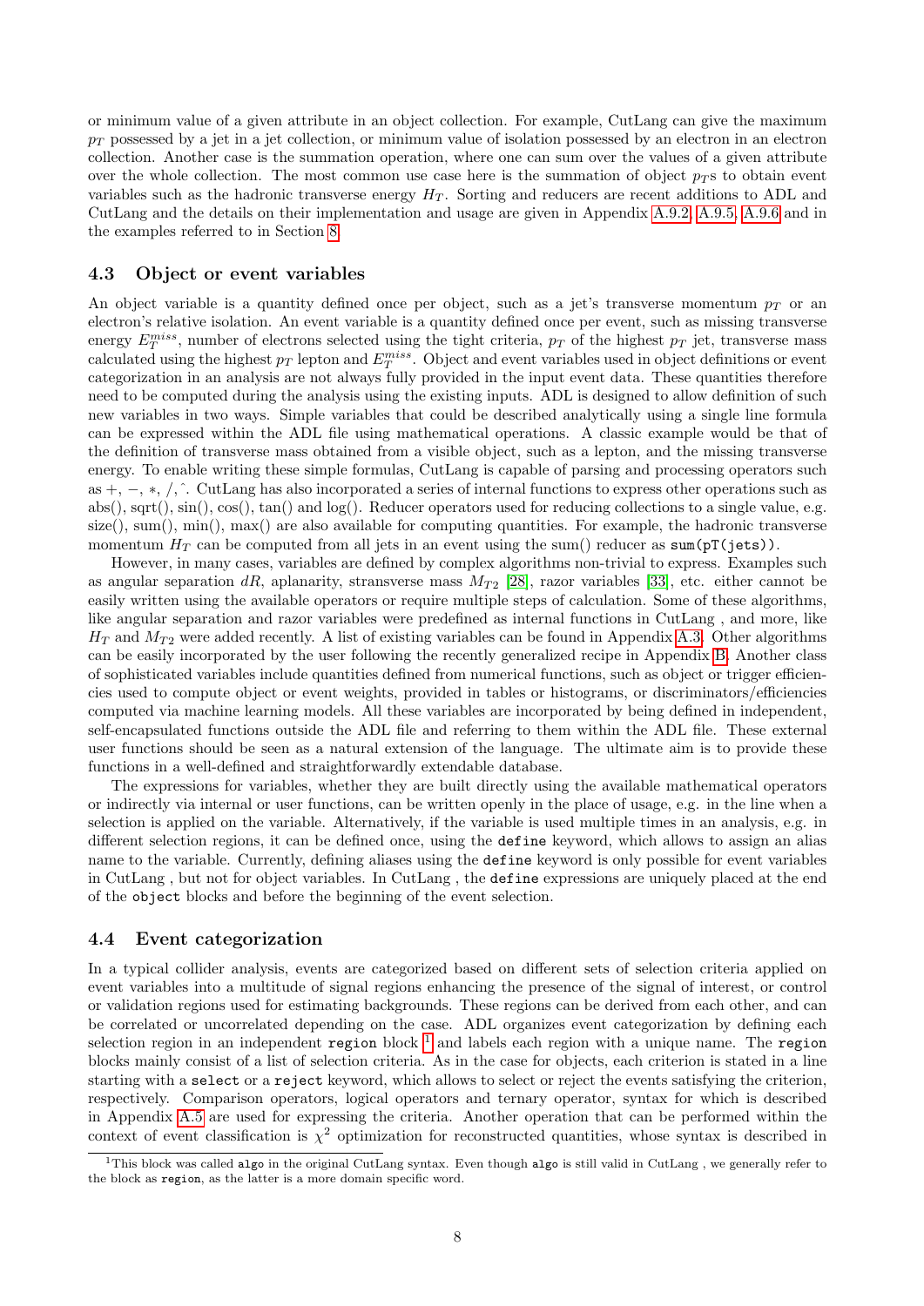or minimum value of a given attribute in an object collection. For example, CutLang can give the maximum $p_T$ possessed by a jet in a jet collection, or minimum value of isolation possessed by an electron in an electron collection. Another case is the summation operation, where one can sum over the values of a given attribute over the whole collection. The most common use case here is the summation of object $p_T$s to obtain event variables such as the hadronic transverse energy $H_T$. Sorting and reducers are recent additions to ADL and CutLang and the details on their implementation and usage are given in Appendix A.9.2, A.9.5, A.9.6 and in the examples referred to in Section 8.

### 4.3 Object or event variables

An object variable is a quantity defined once per object, such as a jet's transverse momentum $p_T$ or an electron's relative isolation. An event variable is a quantity defined once per event, such as missing transverse energy $E_T^{miss}$, number of electrons selected using the tight criteria, $p_T$ of the highest $p_T$ jet, transverse mass calculated using the highest $p_T$ lepton and $E_T^{miss}$. Object and event variables used in object definitions or event categorization in an analysis are not always fully provided in the input event data. These quantities therefore need to be computed during the analysis using the existing inputs. ADL is designed to allow definition of such new variables in two ways. Simple variables that could be described analytically using a single line formula can be expressed within the ADL file using mathematical operations. A classic example would be that of the definition of transverse mass obtained from a visible object, such as a lepton, and the missing transverse energy. To enable writing these simple formulas, CutLang is capable of parsing and processing operators such as $+$, $-$, $*$, $/$, $\hat{}$. CutLang has also incorporated a series of internal functions to express other operations such as abs(), sqrt(), sin(), cos(), tan() and log(). Reducer operators used for reducing collections to a single value, e.g. size(), sum(), min(), max() are also available for computing quantities. For example, the hadronic transverse momentum $H_T$ can be computed from all jets in an event using the sum() reducer as `sum(pT(jets))`.

However, in many cases, variables are defined by complex algorithms non-trivial to express. Examples such as angular separation $dR$, aplanarity, stransverse mass $M_{T2}$ [28], razor variables [33], etc. either cannot be easily written using the available operators or require multiple steps of calculation. Some of these algorithms, like angular separation and razor variables were predefined as internal functions in CutLang , and more, like $H_T$ and $M_{T2}$ were added recently. A list of existing variables can be found in Appendix A.3. Other algorithms can be easily incorporated by the user following the recently generalized recipe in Appendix B. Another class of sophisticated variables include quantities defined from numerical functions, such as object or trigger efficiencies used to compute object or event weights, provided in tables or histograms, or discriminators/efficiencies computed via machine learning models. All these variables are incorporated by being defined in independent, self-encapsulated functions outside the ADL file and referring to them within the ADL file. These external user functions should be seen as a natural extension of the language. The ultimate aim is to provide these functions in a well-defined and straightforwardly extendable database.

The expressions for variables, whether they are built directly using the available mathematical operators or indirectly via internal or user functions, can be written openly in the place of usage, e.g. in the line when a selection is applied on the variable. Alternatively, if the variable is used multiple times in an analysis, e.g. in different selection regions, it can be defined once, using the `define` keyword, which allows to assign an alias name to the variable. Currently, defining aliases using the `define` keyword is only possible for event variables in CutLang , but not for object variables. In CutLang , the `define` expressions are uniquely placed at the end of the `object` blocks and before the beginning of the event selection.

### 4.4 Event categorization

In a typical collider analysis, events are categorized based on different sets of selection criteria applied on event variables into a multitude of signal regions enhancing the presence of the signal of interest, or control or validation regions used for estimating backgrounds. These regions can be derived from each other, and can be correlated or uncorrelated depending on the case. ADL organizes event categorization by defining each selection region in an independent `region` block [1] and labels each region with a unique name. The `region` blocks mainly consist of a list of selection criteria. As in the case for objects, each criterion is stated in a line starting with a `select` or a `reject` keyword, which allows to select or reject the events satisfying the criterion, respectively. Comparison operators, logical operators and ternary operator, syntax for which is described in Appendix A.5 are used for expressing the criteria. Another operation that can be performed within the context of event classification is $\chi^2$ optimization for reconstructed quantities, whose syntax is described in

[1] This block was called `algo` in the original CutLang syntax. Even though `algo` is still valid in CutLang , we generally refer to the block as `region`, as the latter is a more domain specific word.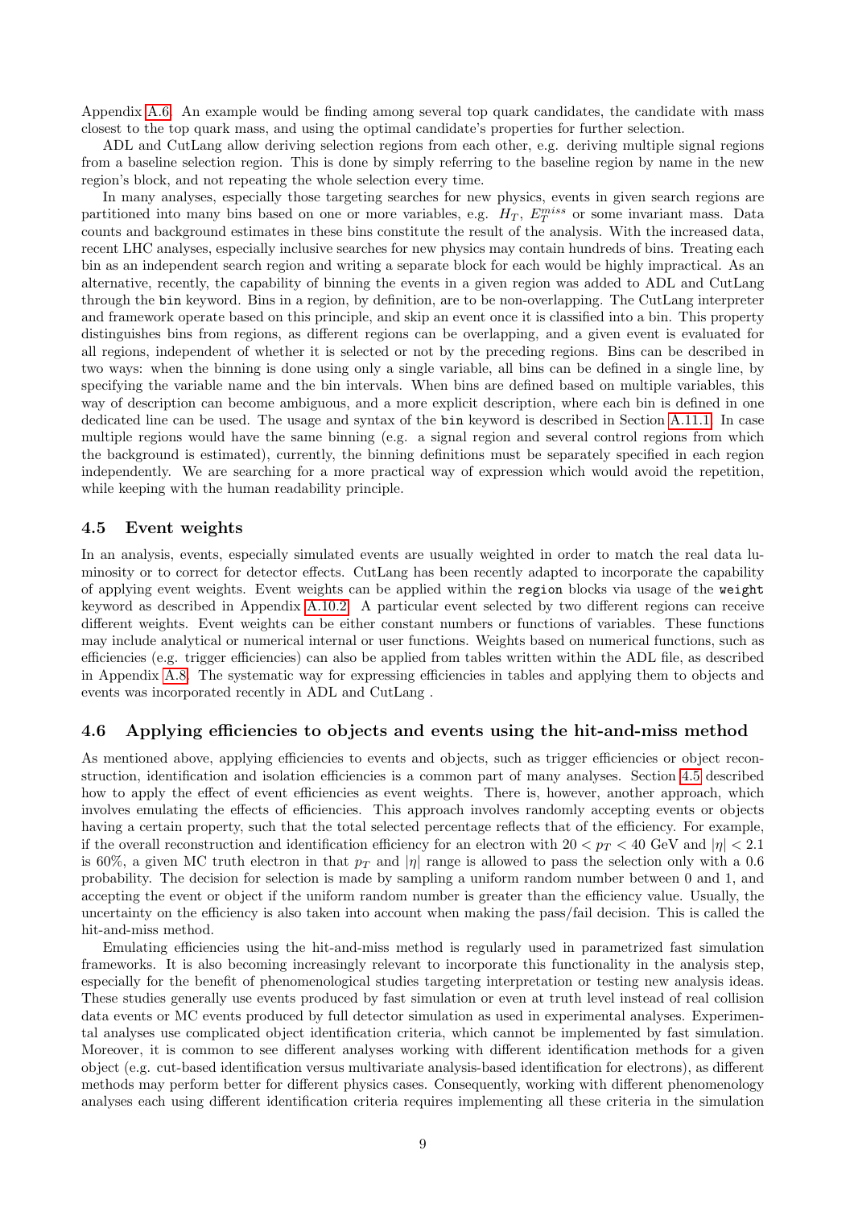Appendix A.6. An example would be finding among several top quark candidates, the candidate with mass closest to the top quark mass, and using the optimal candidate's properties for further selection.

ADL and CutLang allow deriving selection regions from each other, e.g. deriving multiple signal regions from a baseline selection region. This is done by simply referring to the baseline region by name in the new region's block, and not repeating the whole selection every time.

In many analyses, especially those targeting searches for new physics, events in given search regions are partitioned into many bins based on one or more variables, e.g. $H_T$, $E_T^{miss}$ or some invariant mass. Data counts and background estimates in these bins constitute the result of the analysis. With the increased data, recent LHC analyses, especially inclusive searches for new physics may contain hundreds of bins. Treating each bin as an independent search region and writing a separate block for each would be highly impractical. As an alternative, recently, the capability of binning the events in a given region was added to ADL and CutLang through the `bin` keyword. Bins in a region, by definition, are to be non-overlapping. The CutLang interpreter and framework operate based on this principle, and skip an event once it is classified into a bin. This property distinguishes bins from regions, as different regions can be overlapping, and a given event is evaluated for all regions, independent of whether it is selected or not by the preceding regions. Bins can be described in two ways: when the binning is done using only a single variable, all bins can be defined in a single line, by specifying the variable name and the bin intervals. When bins are defined based on multiple variables, this way of description can become ambiguous, and a more explicit description, where each bin is defined in one dedicated line can be used. The usage and syntax of the `bin` keyword is described in Section A.11.1. In case multiple regions would have the same binning (e.g. a signal region and several control regions from which the background is estimated), currently, the binning definitions must be separately specified in each region independently. We are searching for a more practical way of expression which would avoid the repetition, while keeping with the human readability principle.

## 4.5 Event weights

In an analysis, events, especially simulated events are usually weighted in order to match the real data luminosity or to correct for detector effects. CutLang has been recently adapted to incorporate the capability of applying event weights. Event weights can be applied within the `region` blocks via usage of the `weight` keyword as described in Appendix A.10.2. A particular event selected by two different regions can receive different weights. Event weights can be either constant numbers or functions of variables. These functions may include analytical or numerical internal or user functions. Weights based on numerical functions, such as efficiencies (e.g. trigger efficiencies) can also be applied from tables written within the ADL file, as described in Appendix A.8. The systematic way for expressing efficiencies in tables and applying them to objects and events was incorporated recently in ADL and CutLang .

## 4.6 Applying efficiencies to objects and events using the hit-and-miss method

As mentioned above, applying efficiencies to events and objects, such as trigger efficiencies or object reconstruction, identification and isolation efficiencies is a common part of many analyses. Section 4.5 described how to apply the effect of event efficiencies as event weights. There is, however, another approach, which involves emulating the effects of efficiencies. This approach involves randomly accepting events or objects having a certain property, such that the total selected percentage reflects that of the efficiency. For example, if the overall reconstruction and identification efficiency for an electron with $20 < p_T < 40$ GeV and $|\eta| < 2.1$ is 60%, a given MC truth electron in that $p_T$ and $|\eta|$ range is allowed to pass the selection only with a 0.6 probability. The decision for selection is made by sampling a uniform random number between 0 and 1, and accepting the event or object if the uniform random number is greater than the efficiency value. Usually, the uncertainty on the efficiency is also taken into account when making the pass/fail decision. This is called the hit-and-miss method.

Emulating efficiencies using the hit-and-miss method is regularly used in parametrized fast simulation frameworks. It is also becoming increasingly relevant to incorporate this functionality in the analysis step, especially for the benefit of phenomenological studies targeting interpretation or testing new analysis ideas. These studies generally use events produced by fast simulation or even at truth level instead of real collision data events or MC events produced by full detector simulation as used in experimental analyses. Experimental analyses use complicated object identification criteria, which cannot be implemented by fast simulation. Moreover, it is common to see different analyses working with different identification methods for a given object (e.g. cut-based identification versus multivariate analysis-based identification for electrons), as different methods may perform better for different physics cases. Consequently, working with different phenomenology analyses each using different identification criteria requires implementing all these criteria in the simulation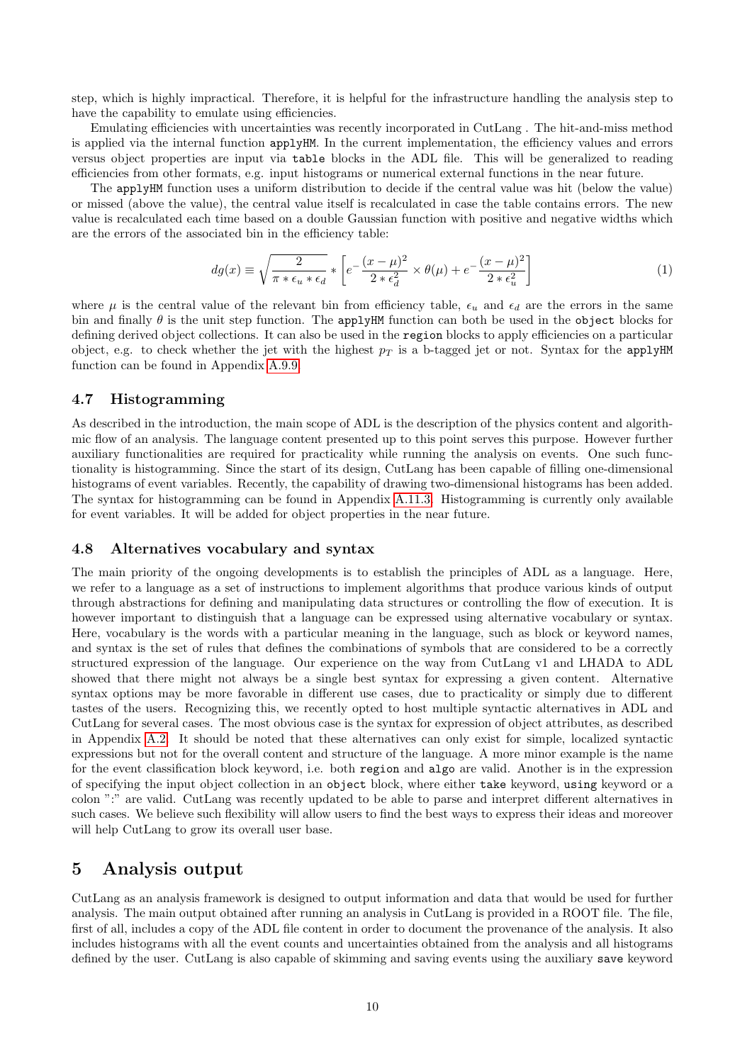step, which is highly impractical. Therefore, it is helpful for the infrastructure handling the analysis step to have the capability to emulate using efficiencies.

Emulating efficiencies with uncertainties was recently incorporated in CutLang . The hit-and-miss method is applied via the internal function `applyHM`. In the current implementation, the efficiency values and errors versus object properties are input via `table` blocks in the ADL file. This will be generalized to reading efficiencies from other formats, e.g. input histograms or numerical external functions in the near future.

The `applyHM` function uses a uniform distribution to decide if the central value was hit (below the value) or missed (above the value), the central value itself is recalculated in case the table contains errors. The new value is recalculated each time based on a double Gaussian function with positive and negative widths which are the errors of the associated bin in the efficiency table:

$$dg(x) \equiv \sqrt{\frac{2}{\pi * \epsilon_u * \epsilon_d}} * \left[ e^{-\dfrac{(x-\mu)^2}{2 * \epsilon_d^2}} \times \theta(\mu) + e^{-\dfrac{(x-\mu)^2}{2 * \epsilon_u^2}} \right] \tag{1}$$

where $\mu$ is the central value of the relevant bin from efficiency table, $\epsilon_u$ and $\epsilon_d$ are the errors in the same bin and finally $\theta$ is the unit step function. The `applyHM` function can both be used in the `object` blocks for defining derived object collections. It can also be used in the `region` blocks to apply efficiencies on a particular object, e.g. to check whether the jet with the highest $p_T$ is a b-tagged jet or not. Syntax for the `applyHM` function can be found in Appendix A.9.9.

### 4.7 Histogramming

As described in the introduction, the main scope of ADL is the description of the physics content and algorithmic flow of an analysis. The language content presented up to this point serves this purpose. However further auxiliary functionalities are required for practicality while running the analysis on events. One such functionality is histogramming. Since the start of its design, CutLang has been capable of filling one-dimensional histograms of event variables. Recently, the capability of drawing two-dimensional histograms has been added. The syntax for histogramming can be found in Appendix A.11.3. Histogramming is currently only available for event variables. It will be added for object properties in the near future.

### 4.8 Alternatives vocabulary and syntax

The main priority of the ongoing developments is to establish the principles of ADL as a language. Here, we refer to a language as a set of instructions to implement algorithms that produce various kinds of output through abstractions for defining and manipulating data structures or controlling the flow of execution. It is however important to distinguish that a language can be expressed using alternative vocabulary or syntax. Here, vocabulary is the words with a particular meaning in the language, such as block or keyword names, and syntax is the set of rules that defines the combinations of symbols that are considered to be a correctly structured expression of the language. Our experience on the way from CutLang v1 and LHADA to ADL showed that there might not always be a single best syntax for expressing a given content. Alternative syntax options may be more favorable in different use cases, due to practicality or simply due to different tastes of the users. Recognizing this, we recently opted to host multiple syntactic alternatives in ADL and CutLang for several cases. The most obvious case is the syntax for expression of object attributes, as described in Appendix A.2. It should be noted that these alternatives can only exist for simple, localized syntactic expressions but not for the overall content and structure of the language. A more minor example is the name for the event classification block keyword, i.e. both `region` and `algo` are valid. Another is in the expression of specifying the input object collection in an `object` block, where either `take` keyword, `using` keyword or a colon ":" are valid. CutLang was recently updated to be able to parse and interpret different alternatives in such cases. We believe such flexibility will allow users to find the best ways to express their ideas and moreover will help CutLang to grow its overall user base.

## 5 Analysis output

CutLang as an analysis framework is designed to output information and data that would be used for further analysis. The main output obtained after running an analysis in CutLang is provided in a ROOT file. The file, first of all, includes a copy of the ADL file content in order to document the provenance of the analysis. It also includes histograms with all the event counts and uncertainties obtained from the analysis and all histograms defined by the user. CutLang is also capable of skimming and saving events using the auxiliary `save` keyword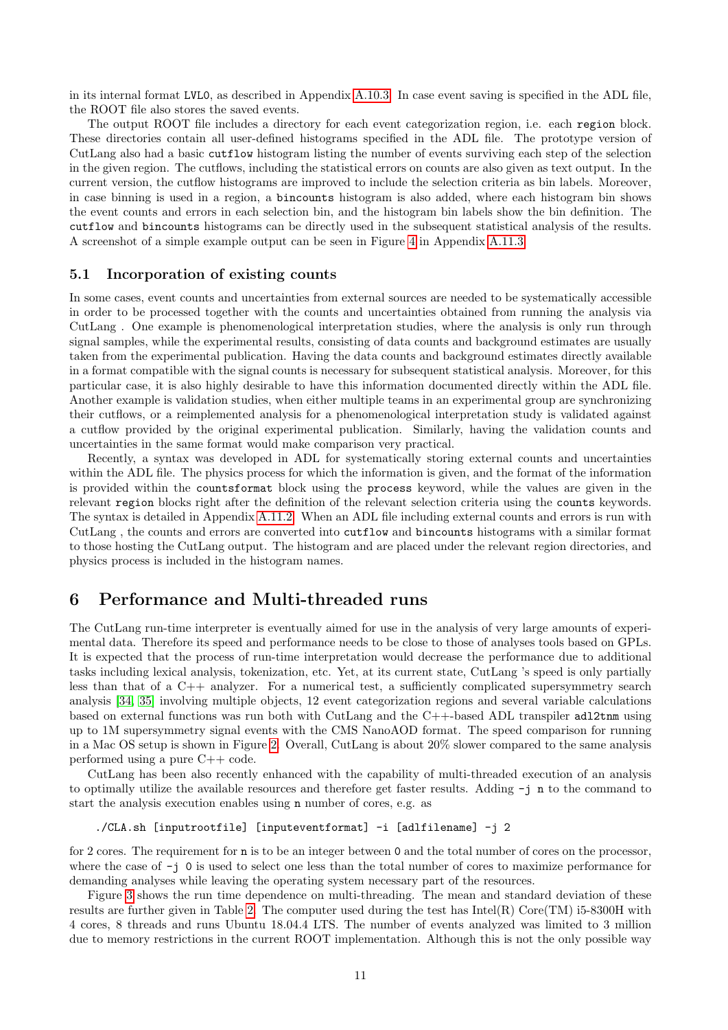in its internal format LVL0, as described in Appendix A.10.3. In case event saving is specified in the ADL file, the ROOT file also stores the saved events.

The output ROOT file includes a directory for each event categorization region, i.e. each region block. These directories contain all user-defined histograms specified in the ADL file. The prototype version of CutLang also had a basic cutflow histogram listing the number of events surviving each step of the selection in the given region. The cutflows, including the statistical errors on counts are also given as text output. In the current version, the cutflow histograms are improved to include the selection criteria as bin labels. Moreover, in case binning is used in a region, a bincounts histogram is also added, where each histogram bin shows the event counts and errors in each selection bin, and the histogram bin labels show the bin definition. The cutflow and bincounts histograms can be directly used in the subsequent statistical analysis of the results. A screenshot of a simple example output can be seen in Figure 4 in Appendix A.11.3.

## 5.1 Incorporation of existing counts

In some cases, event counts and uncertainties from external sources are needed to be systematically accessible in order to be processed together with the counts and uncertainties obtained from running the analysis via CutLang . One example is phenomenological interpretation studies, where the analysis is only run through signal samples, while the experimental results, consisting of data counts and background estimates are usually taken from the experimental publication. Having the data counts and background estimates directly available in a format compatible with the signal counts is necessary for subsequent statistical analysis. Moreover, for this particular case, it is also highly desirable to have this information documented directly within the ADL file. Another example is validation studies, when either multiple teams in an experimental group are synchronizing their cutflows, or a reimplemented analysis for a phenomenological interpretation study is validated against a cutflow provided by the original experimental publication. Similarly, having the validation counts and uncertainties in the same format would make comparison very practical.

Recently, a syntax was developed in ADL for systematically storing external counts and uncertainties within the ADL file. The physics process for which the information is given, and the format of the information is provided within the countsformat block using the process keyword, while the values are given in the relevant region blocks right after the definition of the relevant selection criteria using the counts keywords. The syntax is detailed in Appendix A.11.2. When an ADL file including external counts and errors is run with CutLang , the counts and errors are converted into cutflow and bincounts histograms with a similar format to those hosting the CutLang output. The histogram and are placed under the relevant region directories, and physics process is included in the histogram names.

# 6 Performance and Multi-threaded runs

The CutLang run-time interpreter is eventually aimed for use in the analysis of very large amounts of experimental data. Therefore its speed and performance needs to be close to those of analyses tools based on GPLs. It is expected that the process of run-time interpretation would decrease the performance due to additional tasks including lexical analysis, tokenization, etc. Yet, at its current state, CutLang 's speed is only partially less than that of a C++ analyzer. For a numerical test, a sufficiently complicated supersymmetry search analysis [34, 35] involving multiple objects, 12 event categorization regions and several variable calculations based on external functions was run both with CutLang and the C++-based ADL transpiler adl2tnm using up to 1M supersymmetry signal events with the CMS NanoAOD format. The speed comparison for running in a Mac OS setup is shown in Figure 2. Overall, CutLang is about 20% slower compared to the same analysis performed using a pure C++ code.

CutLang has been also recently enhanced with the capability of multi-threaded execution of an analysis to optimally utilize the available resources and therefore get faster results. Adding -j n to the command to start the analysis execution enables using n number of cores, e.g. as

```
./CLA.sh [inputrootfile] [inputeventformat] -i [adlfilename] -j 2
```

for 2 cores. The requirement for n is to be an integer between 0 and the total number of cores on the processor, where the case of -j 0 is used to select one less than the total number of cores to maximize performance for demanding analyses while leaving the operating system necessary part of the resources.

Figure 3 shows the run time dependence on multi-threading. The mean and standard deviation of these results are further given in Table 2. The computer used during the test has Intel(R) Core(TM) i5-8300H with 4 cores, 8 threads and runs Ubuntu 18.04.4 LTS. The number of events analyzed was limited to 3 million due to memory restrictions in the current ROOT implementation. Although this is not the only possible way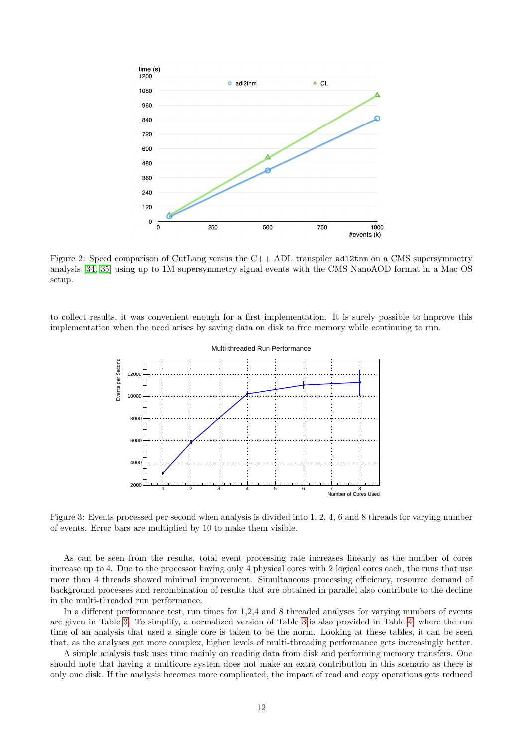Figure 2: Speed comparison of CutLang versus the C++ ADL transpiler `adl2tnm` on a CMS supersymmetry analysis [34, 35] using up to 1M supersymmetry signal events with the CMS NanoAOD format in a Mac OS setup.

to collect results, it was convenient enough for a first implementation. It is surely possible to improve this implementation when the need arises by saving data on disk to free memory while continuing to run.

Figure 3: Events processed per second when analysis is divided into 1, 2, 4, 6 and 8 threads for varying number of events. Error bars are multiplied by 10 to make them visible.

As can be seen from the results, total event processing rate increases linearly as the number of cores increase up to 4. Due to the processor having only 4 physical cores with 2 logical cores each, the runs that use more than 4 threads showed minimal improvement. Simultaneous processing efficiency, resource demand of background processes and recombination of results that are obtained in parallel also contribute to the decline in the multi-threaded run performance.

In a different performance test, run times for 1,2,4 and 8 threaded analyses for varying numbers of events are given in Table 3. To simplify, a normalized version of Table 3 is also provided in Table 4, where the run time of an analysis that used a single core is taken to be the norm. Looking at these tables, it can be seen that, as the analyses get more complex, higher levels of multi-threading performance gets increasingly better.

A simple analysis task uses time mainly on reading data from disk and performing memory transfers. One should note that having a multicore system does not make an extra contribution in this scenario as there is only one disk. If the analysis becomes more complicated, the impact of read and copy operations gets reduced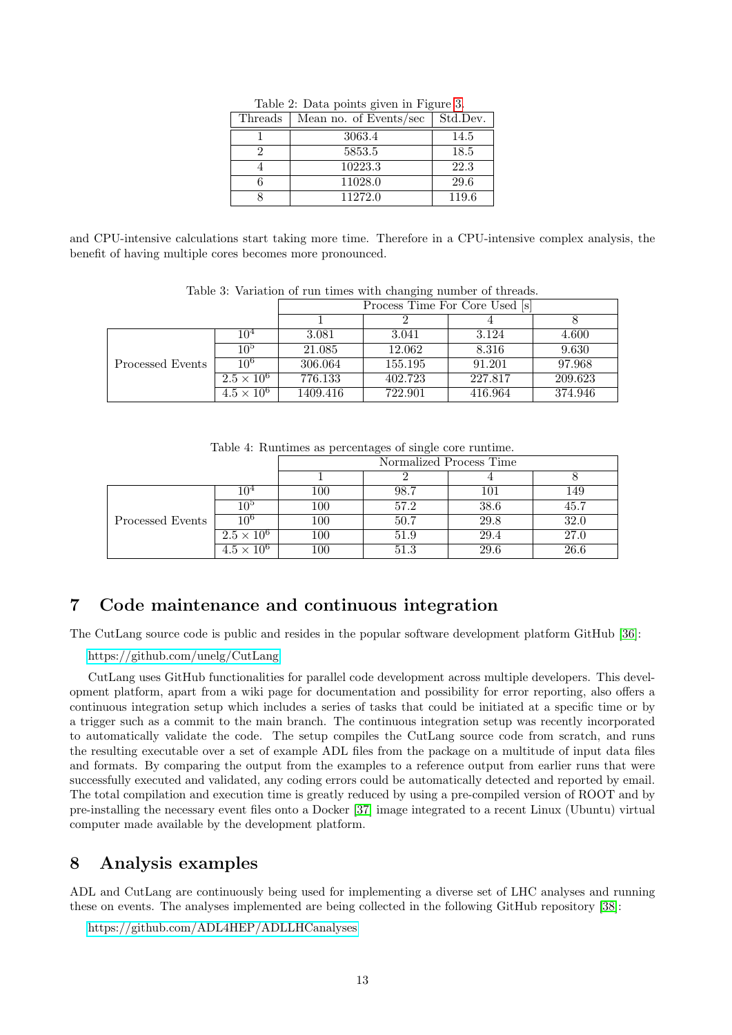Table 2: Data points given in Figure 3.

| Threads | Mean no. of Events/sec | Std.Dev. |
|---|---|---|
| 1 | 3063.4 | 14.5 |
| 2 | 5853.5 | 18.5 |
| 4 | 10223.3 | 22.3 |
| 6 | 11028.0 | 29.6 |
| 8 | 11272.0 | 119.6 |

and CPU-intensive calculations start taking more time. Therefore in a CPU-intensive complex analysis, the benefit of having multiple cores becomes more pronounced.

Table 3: Variation of run times with changing number of threads.

| | | Process Time For Core Used [s] | | | |
|---|---|---|---|---|---|
| | | 1 | 2 | 4 | 8 |
| Processed Events | $10^4$ | 3.081 | 3.041 | 3.124 | 4.600 |
| | $10^5$ | 21.085 | 12.062 | 8.316 | 9.630 |
| | $10^6$ | 306.064 | 155.195 | 91.201 | 97.968 |
| | $2.5 \times 10^6$ | 776.133 | 402.723 | 227.817 | 209.623 |
| | $4.5 \times 10^6$ | 1409.416 | 722.901 | 416.964 | 374.946 |

Table 4: Runtimes as percentages of single core runtime.

| | | Normalized Process Time | | | |
|---|---|---|---|---|---|
| | | 1 | 2 | 4 | 8 |
| Processed Events | $10^4$ | 100 | 98.7 | 101 | 149 |
| | $10^5$ | 100 | 57.2 | 38.6 | 45.7 |
| | $10^6$ | 100 | 50.7 | 29.8 | 32.0 |
| | $2.5 \times 10^6$ | 100 | 51.9 | 29.4 | 27.0 |
| | $4.5 \times 10^6$ | 100 | 51.3 | 29.6 | 26.6 |

## 7 Code maintenance and continuous integration

The CutLang source code is public and resides in the popular software development platform GitHub [36]:

https://github.com/unelg/CutLang

CutLang uses GitHub functionalities for parallel code development across multiple developers. This development platform, apart from a wiki page for documentation and possibility for error reporting, also offers a continuous integration setup which includes a series of tasks that could be initiated at a specific time or by a trigger such as a commit to the main branch. The continuous integration setup was recently incorporated to automatically validate the code. The setup compiles the CutLang source code from scratch, and runs the resulting executable over a set of example ADL files from the package on a multitude of input data files and formats. By comparing the output from the examples to a reference output from earlier runs that were successfully executed and validated, any coding errors could be automatically detected and reported by email. The total compilation and execution time is greatly reduced by using a pre-compiled version of ROOT and by pre-installing the necessary event files onto a Docker [37] image integrated to a recent Linux (Ubuntu) virtual computer made available by the development platform.

## 8 Analysis examples

ADL and CutLang are continuously being used for implementing a diverse set of LHC analyses and running these on events. The analyses implemented are being collected in the following GitHub repository [38]:

https://github.com/ADL4HEP/ADLLHCanalyses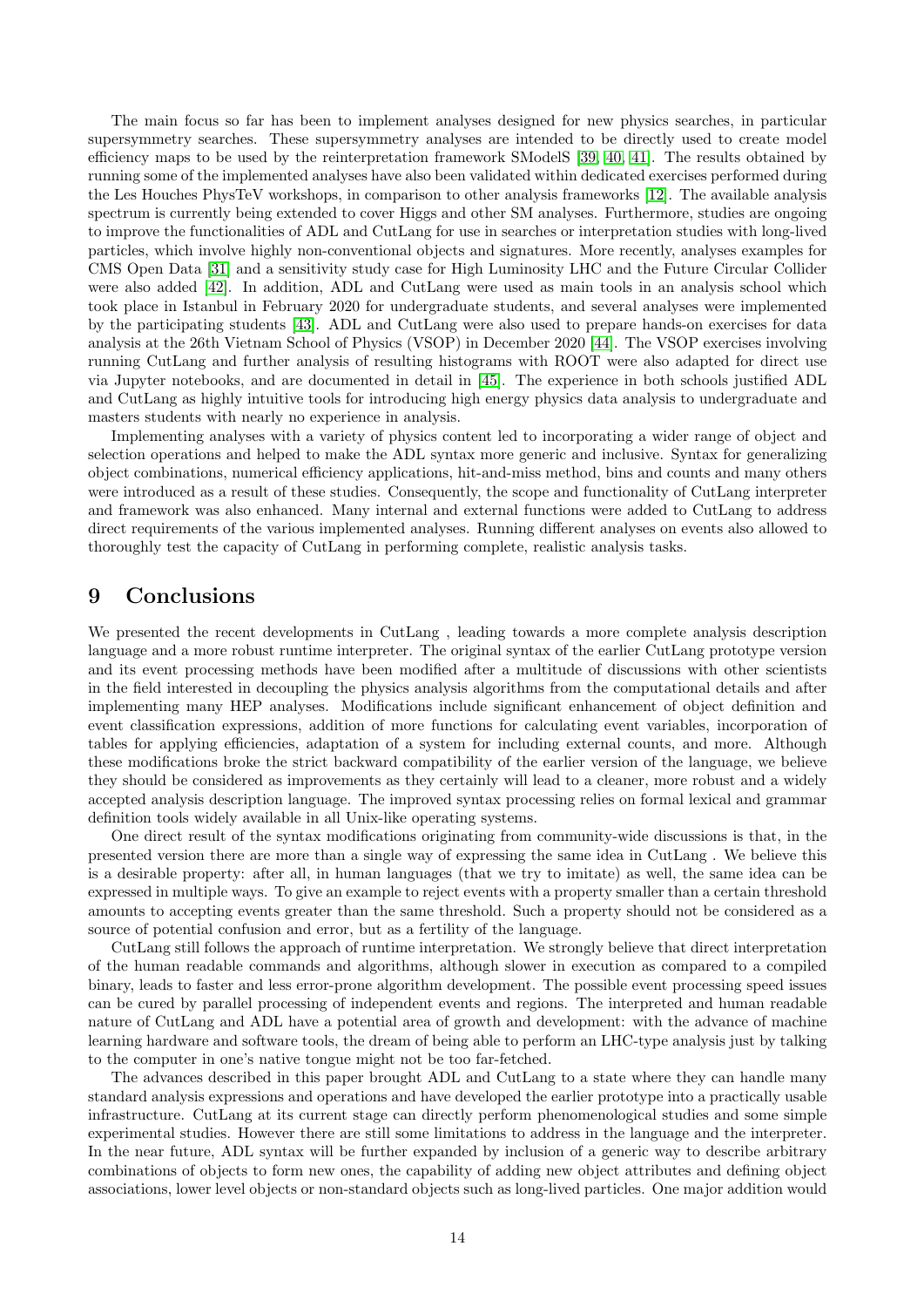The main focus so far has been to implement analyses designed for new physics searches, in particular supersymmetry searches. These supersymmetry analyses are intended to be directly used to create model efficiency maps to be used by the reinterpretation framework SModelS [39, 40, 41]. The results obtained by running some of the implemented analyses have also been validated within dedicated exercises performed during the Les Houches PhysTeV workshops, in comparison to other analysis frameworks [12]. The available analysis spectrum is currently being extended to cover Higgs and other SM analyses. Furthermore, studies are ongoing to improve the functionalities of ADL and CutLang for use in searches or interpretation studies with long-lived particles, which involve highly non-conventional objects and signatures. More recently, analyses examples for CMS Open Data [31] and a sensitivity study case for High Luminosity LHC and the Future Circular Collider were also added [42]. In addition, ADL and CutLang were used as main tools in an analysis school which took place in Istanbul in February 2020 for undergraduate students, and several analyses were implemented by the participating students [43]. ADL and CutLang were also used to prepare hands-on exercises for data analysis at the 26th Vietnam School of Physics (VSOP) in December 2020 [44]. The VSOP exercises involving running CutLang and further analysis of resulting histograms with ROOT were also adapted for direct use via Jupyter notebooks, and are documented in detail in [45]. The experience in both schools justified ADL and CutLang as highly intuitive tools for introducing high energy physics data analysis to undergraduate and masters students with nearly no experience in analysis.

Implementing analyses with a variety of physics content led to incorporating a wider range of object and selection operations and helped to make the ADL syntax more generic and inclusive. Syntax for generalizing object combinations, numerical efficiency applications, hit-and-miss method, bins and counts and many others were introduced as a result of these studies. Consequently, the scope and functionality of CutLang interpreter and framework was also enhanced. Many internal and external functions were added to CutLang to address direct requirements of the various implemented analyses. Running different analyses on events also allowed to thoroughly test the capacity of CutLang in performing complete, realistic analysis tasks.

# 9 Conclusions

We presented the recent developments in CutLang , leading towards a more complete analysis description language and a more robust runtime interpreter. The original syntax of the earlier CutLang prototype version and its event processing methods have been modified after a multitude of discussions with other scientists in the field interested in decoupling the physics analysis algorithms from the computational details and after implementing many HEP analyses. Modifications include significant enhancement of object definition and event classification expressions, addition of more functions for calculating event variables, incorporation of tables for applying efficiencies, adaptation of a system for including external counts, and more. Although these modifications broke the strict backward compatibility of the earlier version of the language, we believe they should be considered as improvements as they certainly will lead to a cleaner, more robust and a widely accepted analysis description language. The improved syntax processing relies on formal lexical and grammar definition tools widely available in all Unix-like operating systems.

One direct result of the syntax modifications originating from community-wide discussions is that, in the presented version there are more than a single way of expressing the same idea in CutLang . We believe this is a desirable property: after all, in human languages (that we try to imitate) as well, the same idea can be expressed in multiple ways. To give an example to reject events with a property smaller than a certain threshold amounts to accepting events greater than the same threshold. Such a property should not be considered as a source of potential confusion and error, but as a fertility of the language.

CutLang still follows the approach of runtime interpretation. We strongly believe that direct interpretation of the human readable commands and algorithms, although slower in execution as compared to a compiled binary, leads to faster and less error-prone algorithm development. The possible event processing speed issues can be cured by parallel processing of independent events and regions. The interpreted and human readable nature of CutLang and ADL have a potential area of growth and development: with the advance of machine learning hardware and software tools, the dream of being able to perform an LHC-type analysis just by talking to the computer in one's native tongue might not be too far-fetched.

The advances described in this paper brought ADL and CutLang to a state where they can handle many standard analysis expressions and operations and have developed the earlier prototype into a practically usable infrastructure. CutLang at its current stage can directly perform phenomenological studies and some simple experimental studies. However there are still some limitations to address in the language and the interpreter. In the near future, ADL syntax will be further expanded by inclusion of a generic way to describe arbitrary combinations of objects to form new ones, the capability of adding new object attributes and defining object associations, lower level objects or non-standard objects such as long-lived particles. One major addition would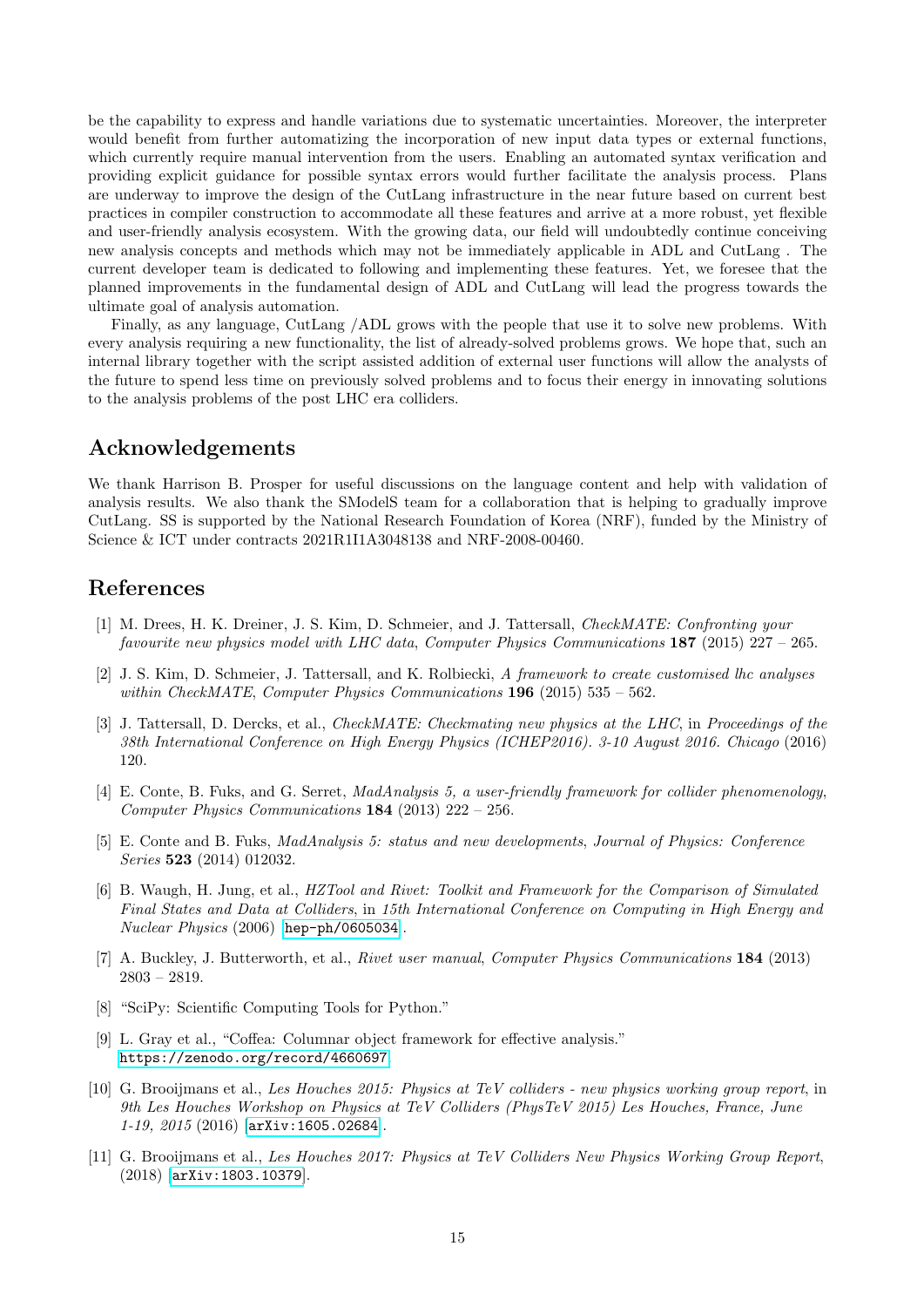be the capability to express and handle variations due to systematic uncertainties. Moreover, the interpreter would benefit from further automatizing the incorporation of new input data types or external functions, which currently require manual intervention from the users. Enabling an automated syntax verification and providing explicit guidance for possible syntax errors would further facilitate the analysis process. Plans are underway to improve the design of the CutLang infrastructure in the near future based on current best practices in compiler construction to accommodate all these features and arrive at a more robust, yet flexible and user-friendly analysis ecosystem. With the growing data, our field will undoubtedly continue conceiving new analysis concepts and methods which may not be immediately applicable in ADL and CutLang . The current developer team is dedicated to following and implementing these features. Yet, we foresee that the planned improvements in the fundamental design of ADL and CutLang will lead the progress towards the ultimate goal of analysis automation.

Finally, as any language, CutLang /ADL grows with the people that use it to solve new problems. With every analysis requiring a new functionality, the list of already-solved problems grows. We hope that, such an internal library together with the script assisted addition of external user functions will allow the analysts of the future to spend less time on previously solved problems and to focus their energy in innovating solutions to the analysis problems of the post LHC era colliders.

## Acknowledgements

We thank Harrison B. Prosper for useful discussions on the language content and help with validation of analysis results. We also thank the SModelS team for a collaboration that is helping to gradually improve CutLang. SS is supported by the National Research Foundation of Korea (NRF), funded by the Ministry of Science & ICT under contracts 2021R1I1A3048138 and NRF-2008-00460.

## References

[1] M. Drees, H. K. Dreiner, J. S. Kim, D. Schmeier, and J. Tattersall, *CheckMATE: Confronting your favourite new physics model with LHC data*, *Computer Physics Communications* **187** (2015) 227 – 265.

[2] J. S. Kim, D. Schmeier, J. Tattersall, and K. Rolbiecki, *A framework to create customised lhc analyses within CheckMATE*, *Computer Physics Communications* **196** (2015) 535 – 562.

[3] J. Tattersall, D. Dercks, et al., *CheckMATE: Checkmating new physics at the LHC*, in *Proceedings of the 38th International Conference on High Energy Physics (ICHEP2016). 3-10 August 2016. Chicago* (2016) 120.

[4] E. Conte, B. Fuks, and G. Serret, *MadAnalysis 5, a user-friendly framework for collider phenomenology*, *Computer Physics Communications* **184** (2013) 222 – 256.

[5] E. Conte and B. Fuks, *MadAnalysis 5: status and new developments*, *Journal of Physics: Conference Series* **523** (2014) 012032.

[6] B. Waugh, H. Jung, et al., *HZTool and Rivet: Toolkit and Framework for the Comparison of Simulated Final States and Data at Colliders*, in *15th International Conference on Computing in High Energy and Nuclear Physics* (2006) [hep-ph/0605034].

[7] A. Buckley, J. Butterworth, et al., *Rivet user manual*, *Computer Physics Communications* **184** (2013) 2803 – 2819.

[8] "SciPy: Scientific Computing Tools for Python."

[9] L. Gray et al., "Coffea: Columnar object framework for effective analysis." https://zenodo.org/record/4660697.

[10] G. Brooijmans et al., *Les Houches 2015: Physics at TeV colliders - new physics working group report*, in *9th Les Houches Workshop on Physics at TeV Colliders (PhysTeV 2015) Les Houches, France, June 1-19, 2015* (2016) [arXiv:1605.02684].

[11] G. Brooijmans et al., *Les Houches 2017: Physics at TeV Colliders New Physics Working Group Report*, (2018) [arXiv:1803.10379].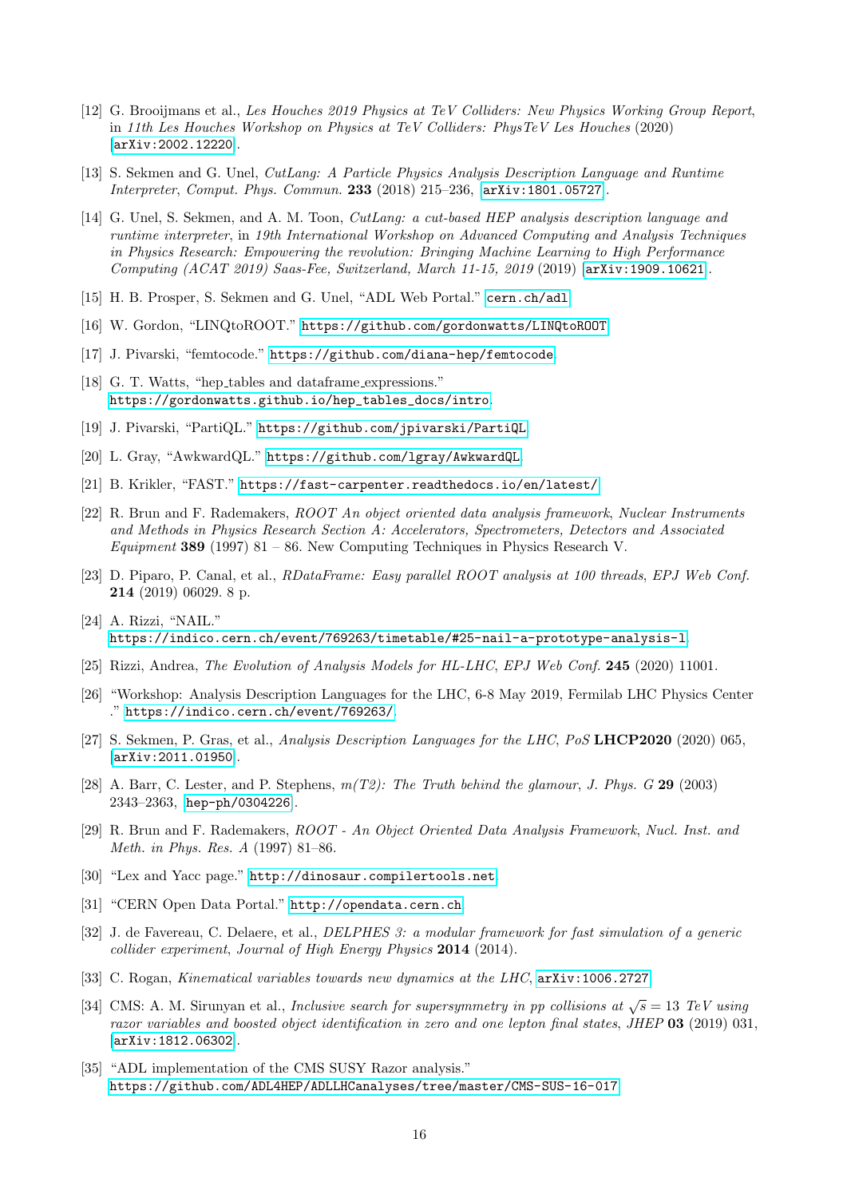[12] G. Brooijmans et al., *Les Houches 2019 Physics at TeV Colliders: New Physics Working Group Report*, in *11th Les Houches Workshop on Physics at TeV Colliders: PhysTeV Les Houches* (2020) [arXiv:2002.12220].

[13] S. Sekmen and G. Unel, *CutLang: A Particle Physics Analysis Description Language and Runtime Interpreter*, *Comput. Phys. Commun.* **233** (2018) 215–236, [arXiv:1801.05727].

[14] G. Unel, S. Sekmen, and A. M. Toon, *CutLang: a cut-based HEP analysis description language and runtime interpreter*, in *19th International Workshop on Advanced Computing and Analysis Techniques in Physics Research: Empowering the revolution: Bringing Machine Learning to High Performance Computing (ACAT 2019) Saas-Fee, Switzerland, March 11-15, 2019* (2019) [arXiv:1909.10621].

[15] H. B. Prosper, S. Sekmen and G. Unel, "ADL Web Portal." cern.ch/adl

[16] W. Gordon, "LINQtoROOT." https://github.com/gordonwatts/LINQtoROOT

[17] J. Pivarski, "femtocode." https://github.com/diana-hep/femtocode

[18] G. T. Watts, "hep_tables and dataframe_expressions." https://gordonwatts.github.io/hep_tables_docs/intro

[19] J. Pivarski, "PartiQL." https://github.com/jpivarski/PartiQL

[20] L. Gray, "AwkwardQL." https://github.com/lgray/AwkwardQL

[21] B. Krikler, "FAST." https://fast-carpenter.readthedocs.io/en/latest/

[22] R. Brun and F. Rademakers, *ROOT An object oriented data analysis framework*, *Nuclear Instruments and Methods in Physics Research Section A: Accelerators, Spectrometers, Detectors and Associated Equipment* **389** (1997) 81 – 86. New Computing Techniques in Physics Research V.

[23] D. Piparo, P. Canal, et al., *RDataFrame: Easy parallel ROOT analysis at 100 threads*, *EPJ Web Conf.* **214** (2019) 06029. 8 p.

[24] A. Rizzi, "NAIL." https://indico.cern.ch/event/769263/timetable/#25-nail-a-prototype-analysis-l

[25] Rizzi, Andrea, *The Evolution of Analysis Models for HL-LHC*, *EPJ Web Conf.* **245** (2020) 11001.

[26] "Workshop: Analysis Description Languages for the LHC, 6-8 May 2019, Fermilab LHC Physics Center ." https://indico.cern.ch/event/769263/

[27] S. Sekmen, P. Gras, et al., *Analysis Description Languages for the LHC*, *PoS* **LHCP2020** (2020) 065, [arXiv:2011.01950].

[28] A. Barr, C. Lester, and P. Stephens, *m(T2): The Truth behind the glamour*, *J. Phys. G* **29** (2003) 2343–2363, [hep-ph/0304226].

[29] R. Brun and F. Rademakers, *ROOT - An Object Oriented Data Analysis Framework*, *Nucl. Inst. and Meth. in Phys. Res. A* (1997) 81–86.

[30] "Lex and Yacc page." http://dinosaur.compilertools.net

[31] "CERN Open Data Portal." http://opendata.cern.ch

[32] J. de Favereau, C. Delaere, et al., *DELPHES 3: a modular framework for fast simulation of a generic collider experiment*, *Journal of High Energy Physics* **2014** (2014).

[33] C. Rogan, *Kinematical variables towards new dynamics at the LHC*, arXiv:1006.2727.

[34] CMS: A. M. Sirunyan et al., *Inclusive search for supersymmetry in pp collisions at $\sqrt{s} = 13$ TeV using razor variables and boosted object identification in zero and one lepton final states*, *JHEP* **03** (2019) 031, [arXiv:1812.06302].

[35] "ADL implementation of the CMS SUSY Razor analysis." https://github.com/ADL4HEP/ADLLHCanalyses/tree/master/CMS-SUS-16-017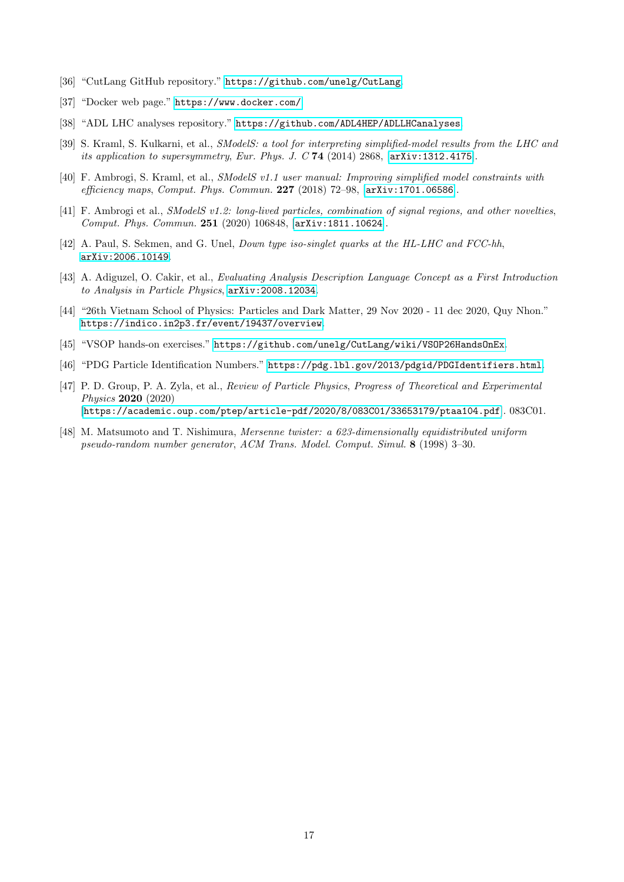[36] "CutLang GitHub repository." https://github.com/unelg/CutLang.

[37] "Docker web page." https://www.docker.com/.

[38] "ADL LHC analyses repository." https://github.com/ADL4HEP/ADLLHCanalyses.

[39] S. Kraml, S. Kulkarni, et al., *SModelS: a tool for interpreting simplified-model results from the LHC and its application to supersymmetry*, *Eur. Phys. J. C* **74** (2014) 2868, arXiv:1312.4175.

[40] F. Ambrogi, S. Kraml, et al., *SModelS v1.1 user manual: Improving simplified model constraints with efficiency maps*, *Comput. Phys. Commun.* **227** (2018) 72–98, arXiv:1701.06586.

[41] F. Ambrogi et al., *SModelS v1.2: long-lived particles, combination of signal regions, and other novelties*, *Comput. Phys. Commun.* **251** (2020) 106848, arXiv:1811.10624.

[42] A. Paul, S. Sekmen, and G. Unel, *Down type iso-singlet quarks at the HL-LHC and FCC-hh*, arXiv:2006.10149.

[43] A. Adiguzel, O. Cakir, et al., *Evaluating Analysis Description Language Concept as a First Introduction to Analysis in Particle Physics*, arXiv:2008.12034.

[44] "26th Vietnam School of Physics: Particles and Dark Matter, 29 Nov 2020 - 11 dec 2020, Quy Nhon." https://indico.in2p3.fr/event/19437/overview.

[45] "VSOP hands-on exercises." https://github.com/unelg/CutLang/wiki/VSOP26HandsOnEx.

[46] "PDG Particle Identification Numbers." https://pdg.lbl.gov/2013/pdgid/PDGIdentifiers.html.

[47] P. D. Group, P. A. Zyla, et al., *Review of Particle Physics*, *Progress of Theoretical and Experimental Physics* **2020** (2020) https://academic.oup.com/ptep/article-pdf/2020/8/083C01/33653179/ptaa104.pdf. 083C01.

[48] M. Matsumoto and T. Nishimura, *Mersenne twister: a 623-dimensionally equidistributed uniform pseudo-random number generator*, *ACM Trans. Model. Comput. Simul.* **8** (1998) 3–30.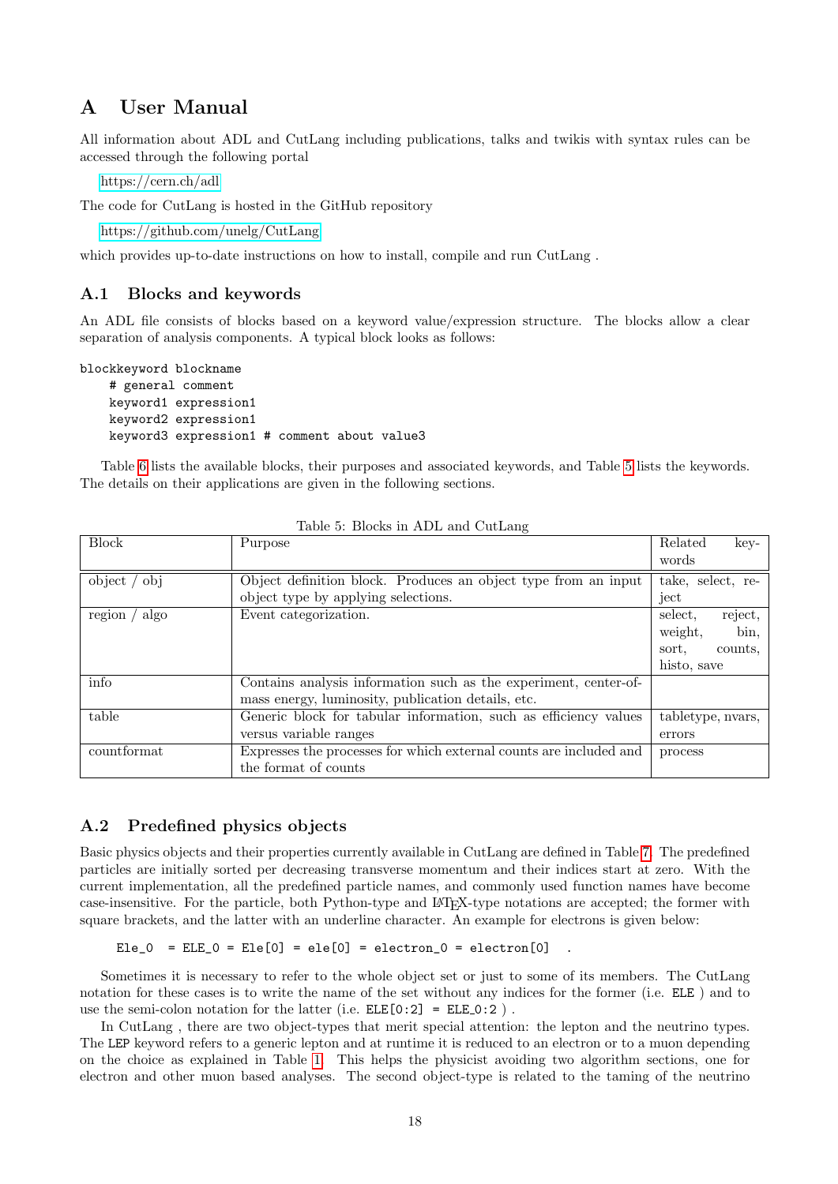# A User Manual

All information about ADL and CutLang including publications, talks and twikis with syntax rules can be accessed through the following portal

https://cern.ch/adl

The code for CutLang is hosted in the GitHub repository

https://github.com/unelg/CutLang

which provides up-to-date instructions on how to install, compile and run CutLang .

## A.1 Blocks and keywords

An ADL file consists of blocks based on a keyword value/expression structure. The blocks allow a clear separation of analysis components. A typical block looks as follows:

```
blockkeyword blockname
    # general comment
    keyword1 expression1
    keyword2 expression1
    keyword3 expression1 # comment about value3
```

Table 6 lists the available blocks, their purposes and associated keywords, and Table 5 lists the keywords. The details on their applications are given in the following sections.

Table 5: Blocks in ADL and CutLang

| Block | Purpose | Related keywords |
|---|---|---|
| object / obj | Object definition block. Produces an object type from an input object type by applying selections. | take, select, reject |
| region / algo | Event categorization. | select, reject, weight, bin, sort, counts, histo, save |
| info | Contains analysis information such as the experiment, center-of-mass energy, luminosity, publication details, etc. | |
| table | Generic block for tabular information, such as efficiency values versus variable ranges | tabletype, nvars, errors |
| countformat | Expresses the processes for which external counts are included and the format of counts | process |

## A.2 Predefined physics objects

Basic physics objects and their properties currently available in CutLang are defined in Table 7. The predefined particles are initially sorted per decreasing transverse momentum and their indices start at zero. With the current implementation, all the predefined particle names, and commonly used function names have become case-insensitive. For the particle, both Python-type and LaTeX-type notations are accepted; the former with square brackets, and the latter with an underline character. An example for electrons is given below:

```
Ele_0  = ELE_0 = Ele[0] = ele[0] = electron_0 = electron[0]   .
```

Sometimes it is necessary to refer to the whole object set or just to some of its members. The CutLang notation for these cases is to write the name of the set without any indices for the former (i.e. `ELE` ) and to use the semi-colon notation for the latter (i.e. `ELE[0:2] = ELE_0:2` ) .

In CutLang , there are two object-types that merit special attention: the lepton and the neutrino types. The `LEP` keyword refers to a generic lepton and at runtime it is reduced to an electron or to a muon depending on the choice as explained in Table 1. This helps the physicist avoiding two algorithm sections, one for electron and other muon based analyses. The second object-type is related to the taming of the neutrino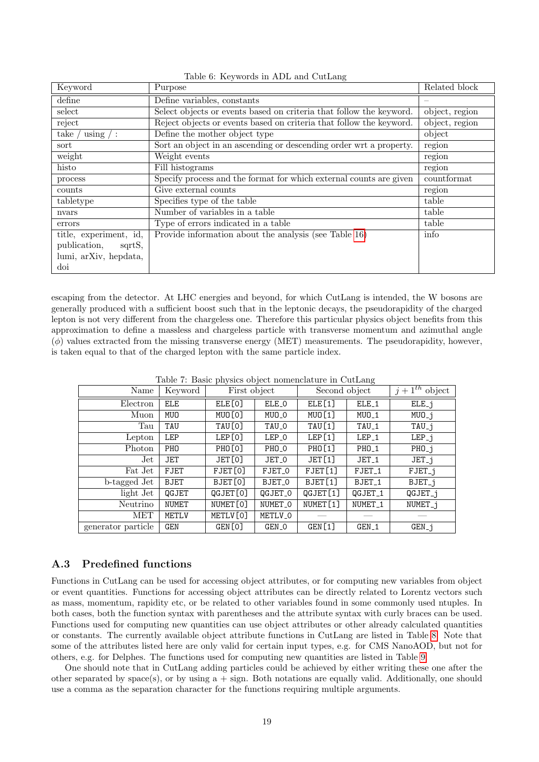Table 6: Keywords in ADL and CutLang

| Keyword | Purpose | Related block |
|---|---|---|
| define | Define variables, constants | – |
| select | Select objects or events based on criteria that follow the keyword. | object, region |
| reject | Reject objects or events based on criteria that follow the keyword. | object, region |
| take / using / : | Define the mother object type | object |
| sort | Sort an object in an ascending or descending order wrt a property. | region |
| weight | Weight events | region |
| histo | Fill histograms | region |
| process | Specify process and the format for which external counts are given | countformat |
| counts | Give external counts | region |
| tabletype | Specifies type of the table | table |
| nvars | Number of variables in a table | table |
| errors | Type of errors indicated in a table | table |
| title, experiment, id, publication, sqrtS, lumi, arXiv, hepdata, doi | Provide information about the analysis (see Table 16) | info |

escaping from the detector. At LHC energies and beyond, for which CutLang is intended, the W bosons are generally produced with a sufficient boost such that in the leptonic decays, the pseudorapidity of the charged lepton is not very different from the chargeless one. Therefore this particular physics object benefits from this approximation to define a massless and chargeless particle with transverse momentum and azimuthal angle ($\phi$) values extracted from the missing transverse energy (MET) measurements. The pseudorapidity, however, is taken equal to that of the charged lepton with the same particle index.

Table 7: Basic physics object nomenclature in CutLang

| Name | Keyword | First object | | Second object | | $j+1^{th}$ object |
|---|---|---|---|---|---|---|
| Electron | `ELE` | `ELE[0]` | `ELE_0` | `ELE[1]` | `ELE_1` | `ELE_j` |
| Muon | `MUO` | `MUO[0]` | `MUO_0` | `MUO[1]` | `MUO_1` | `MUO_j` |
| Tau | `TAU` | `TAU[0]` | `TAU_0` | `TAU[1]` | `TAU_1` | `TAU_j` |
| Lepton | `LEP` | `LEP[0]` | `LEP_0` | `LEP[1]` | `LEP_1` | `LEP_j` |
| Photon | `PHO` | `PHO[0]` | `PHO_0` | `PHO[1]` | `PHO_1` | `PHO_j` |
| Jet | `JET` | `JET[0]` | `JET_0` | `JET[1]` | `JET_1` | `JET_j` |
| Fat Jet | `FJET` | `FJET[0]` | `FJET_0` | `FJET[1]` | `FJET_1` | `FJET_j` |
| b-tagged Jet | `BJET` | `BJET[0]` | `BJET_0` | `BJET[1]` | `BJET_1` | `BJET_j` |
| light Jet | `QGJET` | `QGJET[0]` | `QGJET_0` | `QGJET[1]` | `QGJET_1` | `QGJET_j` |
| Neutrino | `NUMET` | `NUMET[0]` | `NUMET_0` | `NUMET[1]` | `NUMET_1` | `NUMET_j` |
| MET | `METLV` | `METLV[0]` | `METLV_0` | — | — | — |
| generator particle | `GEN` | `GEN[0]` | `GEN_0` | `GEN[1]` | `GEN_1` | `GEN_j` |

## A.3 Predefined functions

Functions in CutLang can be used for accessing object attributes, or for computing new variables from object or event quantities. Functions for accessing object attributes can be directly related to Lorentz vectors such as mass, momentum, rapidity etc, or be related to other variables found in some commonly used ntuples. In both cases, both the function syntax with parentheses and the attribute syntax with curly braces can be used. Functions used for computing new quantities can use object attributes or other already calculated quantities or constants. The currently available object attribute functions in CutLang are listed in Table 8. Note that some of the attributes listed here are only valid for certain input types, e.g. for CMS NanoAOD, but not for others, e.g. for Delphes. The functions used for computing new quantities are listed in Table 9.

One should note that in CutLang adding particles could be achieved by either writing these one after the other separated by space(s), or by using a + sign. Both notations are equally valid. Additionally, one should use a comma as the separation character for the functions requiring multiple arguments.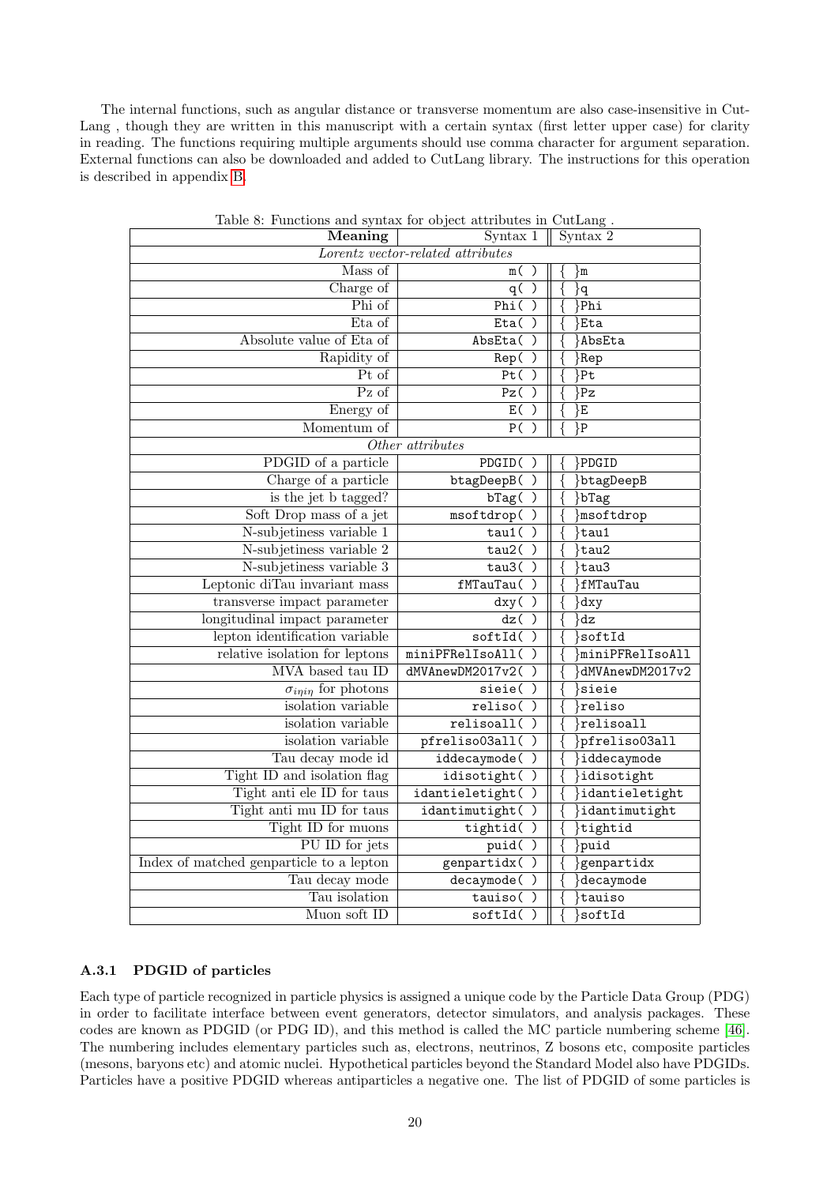The internal functions, such as angular distance or transverse momentum are also case-insensitive in CutLang , though they are written in this manuscript with a certain syntax (first letter upper case) for clarity in reading. The functions requiring multiple arguments should use comma character for argument separation. External functions can also be downloaded and added to CutLang library. The instructions for this operation is described in appendix B.

Table 8: Functions and syntax for object attributes in CutLang .

| Meaning | Syntax 1 | Syntax 2 |
|---|---|---|
| *Lorentz vector-related attributes* | | |
| Mass of | `m( )` | `{ }m` |
| Charge of | `q( )` | `{ }q` |
| Phi of | `Phi( )` | `{ }Phi` |
| Eta of | `Eta( )` | `{ }Eta` |
| Absolute value of Eta of | `AbsEta( )` | `{ }AbsEta` |
| Rapidity of | `Rep( )` | `{ }Rep` |
| Pt of | `Pt( )` | `{ }Pt` |
| Pz of | `Pz( )` | `{ }Pz` |
| Energy of | `E( )` | `{ }E` |
| Momentum of | `P( )` | `{ }P` |
| *Other attributes* | | |
| PDGID of a particle | `PDGID( )` | `{ }PDGID` |
| Charge of a particle | `btagDeepB( )` | `{ }btagDeepB` |
| is the jet b tagged? | `bTag( )` | `{ }bTag` |
| Soft Drop mass of a jet | `msoftdrop( )` | `{ }msoftdrop` |
| N-subjetiness variable 1 | `tau1( )` | `{ }tau1` |
| N-subjetiness variable 2 | `tau2( )` | `{ }tau2` |
| N-subjetiness variable 3 | `tau3( )` | `{ }tau3` |
| Leptonic diTau invariant mass | `fMTauTau( )` | `{ }fMTauTau` |
| transverse impact parameter | `dxy( )` | `{ }dxy` |
| longitudinal impact parameter | `dz( )` | `{ }dz` |
| lepton identification variable | `softId( )` | `{ }softId` |
| relative isolation for leptons | `miniPFRelIsoAll( )` | `{ }miniPFRelIsoAll` |
| MVA based tau ID | `dMVAnewDM2017v2( )` | `{ }dMVAnewDM2017v2` |
| $\sigma_{i\eta i\eta}$ for photons | `sieie( )` | `{ }sieie` |
| isolation variable | `reliso( )` | `{ }reliso` |
| isolation variable | `relisoall( )` | `{ }relisoall` |
| isolation variable | `pfreliso03all( )` | `{ }pfreliso03all` |
| Tau decay mode id | `iddecaymode( )` | `{ }iddecaymode` |
| Tight ID and isolation flag | `idisotight( )` | `{ }idisotight` |
| Tight anti ele ID for taus | `idantieletight( )` | `{ }idantieletight` |
| Tight anti mu ID for taus | `idantimutight( )` | `{ }idantimutight` |
| Tight ID for muons | `tightid( )` | `{ }tightid` |
| PU ID for jets | `puid( )` | `{ }puid` |
| Index of matched genparticle to a lepton | `genpartidx( )` | `{ }genpartidx` |
| Tau decay mode | `decaymode( )` | `{ }decaymode` |
| Tau isolation | `tauiso( )` | `{ }tauiso` |
| Muon soft ID | `softId( )` | `{ }softId` |

#### A.3.1 PDGID of particles

Each type of particle recognized in particle physics is assigned a unique code by the Particle Data Group (PDG) in order to facilitate interface between event generators, detector simulators, and analysis packages. These codes are known as PDGID (or PDG ID), and this method is called the MC particle numbering scheme [46]. The numbering includes elementary particles such as, electrons, neutrinos, Z bosons etc, composite particles (mesons, baryons etc) and atomic nuclei. Hypothetical particles beyond the Standard Model also have PDGIDs. Particles have a positive PDGID whereas antiparticles a negative one. The list of PDGID of some particles is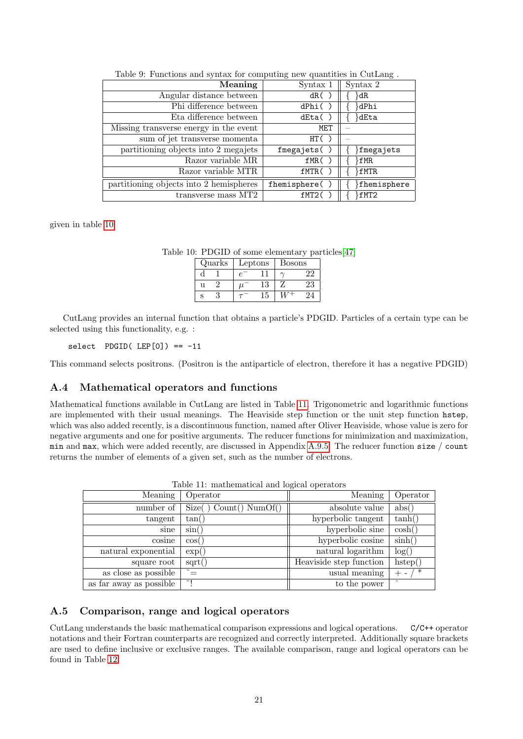Table 9: Functions and syntax for computing new quantities in CutLang .

| Meaning | Syntax 1 | Syntax 2 |
|---|---|---|
| Angular distance between | dR( ) | { }dR |
| Phi difference between | dPhi( ) | { }dPhi |
| Eta difference between | dEta( ) | { }dEta |
| Missing transverse energy in the event | MET | – |
| sum of jet transverse momenta | HT( ) | – |
| partitioning objects into 2 megajets | fmegajets( ) | { }fmegajets |
| Razor variable MR | fMR( ) | { }fMR |
| Razor variable MTR | fMTR( ) | { }fMTR |
| partitioning objects into 2 hemispheres | fhemisphere( ) | { }fhemisphere |
| transverse mass MT2 | fMT2( ) | { }fMT2 |

given in table 10.

Table 10: PDGID of some elementary particles[47]

| Quarks | | Leptons | | Bosons | |
|---|---|---|---|---|---|
| d | 1 | $e^-$ | 11 | $\gamma$ | 22 |
| u | 2 | $\mu^-$ | 13 | Z | 23 |
| s | 3 | $\tau^-$ | 15 | $W^+$ | 24 |

CutLang provides an internal function that obtains a particle's PDGID. Particles of a certain type can be selected using this functionality, e.g. :

```
select  PDGID( LEP[0]) == -11
```

This command selects positrons. (Positron is the antiparticle of electron, therefore it has a negative PDGID)

## A.4 Mathematical operators and functions

Mathematical functions available in CutLang are listed in Table 11. Trigonometric and logarithmic functions are implemented with their usual meanings. The Heaviside step function or the unit step function `hstep`, which was also added recently, is a discontinuous function, named after Oliver Heaviside, whose value is zero for negative arguments and one for positive arguments. The reducer functions for minimization and maximization, `min` and `max`, which were added recently, are discussed in Appendix A.9.5. The reducer function `size` / `count` returns the number of elements of a given set, such as the number of electrons.

Table 11: mathematical and logical operators

| Meaning | Operator | Meaning | Operator |
|---|---|---|---|
| number of | Size( ) Count() NumOf() | absolute value | abs() |
| tangent | tan() | hyperbolic tangent | tanh() |
| sine | sin() | hyperbolic sine | cosh() |
| cosine | cos() | hyperbolic cosine | sinh() |
| natural exponential | exp() | natural logarithm | log() |
| square root | sqrt() | Heaviside step function | hstep() |
| as close as possible | ~= | usual meaning | + - / * |
| as far away as possible | ~! | to the power | ^ |

## A.5 Comparison, range and logical operators

CutLang understands the basic mathematical comparison expressions and logical operations. `C/C++` operator notations and their Fortran counterparts are recognized and correctly interpreted. Additionally square brackets are used to define inclusive or exclusive ranges. The available comparison, range and logical operators can be found in Table 12.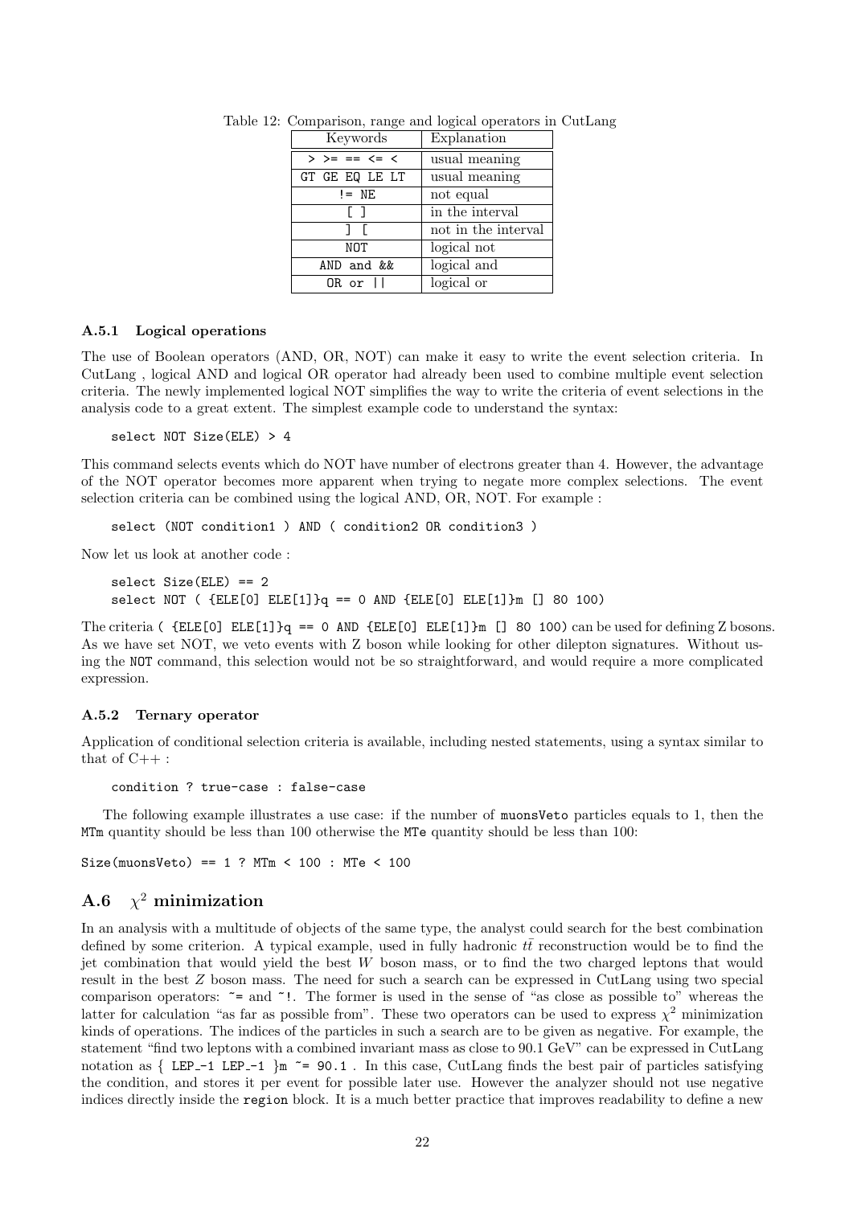Table 12: Comparison, range and logical operators in CutLang

| Keywords | Explanation |
|---|---|
| `> >= == <= <` | usual meaning |
| `GT GE EQ LE LT` | usual meaning |
| `!= NE` | not equal |
| `[ ]` | in the interval |
| `] [` | not in the interval |
| `NOT` | logical not |
| `AND and &&` | logical and |
| `OR or \|\|` | logical or |

#### A.5.1 Logical operations

The use of Boolean operators (AND, OR, NOT) can make it easy to write the event selection criteria. In CutLang , logical AND and logical OR operator had already been used to combine multiple event selection criteria. The newly implemented logical NOT simplifies the way to write the criteria of event selections in the analysis code to a great extent. The simplest example code to understand the syntax:

```
select NOT Size(ELE) > 4
```

This command selects events which do NOT have number of electrons greater than 4. However, the advantage of the NOT operator becomes more apparent when trying to negate more complex selections. The event selection criteria can be combined using the logical AND, OR, NOT. For example :

```
select (NOT condition1 ) AND ( condition2 OR condition3 )
```

Now let us look at another code :

```
select Size(ELE) == 2
select NOT ( {ELE[0] ELE[1]}q == 0 AND {ELE[0] ELE[1]}m [] 80 100)
```

The criteria `( {ELE[0] ELE[1]}q == 0 AND {ELE[0] ELE[1]}m [] 80 100)` can be used for defining Z bosons. As we have set NOT, we veto events with Z boson while looking for other dilepton signatures. Without using the `NOT` command, this selection would not be so straightforward, and would require a more complicated expression.

#### A.5.2 Ternary operator

Application of conditional selection criteria is available, including nested statements, using a syntax similar to that of C++ :

```
condition ? true-case : false-case
```

The following example illustrates a use case: if the number of `muonsVeto` particles equals to 1, then the `MTm` quantity should be less than 100 otherwise the `MTe` quantity should be less than 100:

```
Size(muonsVeto) == 1 ? MTm < 100 : MTe < 100
```

### A.6 $\chi^2$ minimization

In an analysis with a multitude of objects of the same type, the analyst could search for the best combination defined by some criterion. A typical example, used in fully hadronic $t\bar{t}$ reconstruction would be to find the jet combination that would yield the best $W$ boson mass, or to find the two charged leptons that would result in the best $Z$ boson mass. The need for such a search can be expressed in CutLang using two special comparison operators: `~=` and `~!`. The former is used in the sense of "as close as possible to" whereas the latter for calculation "as far as possible from". These two operators can be used to express $\chi^2$ minimization kinds of operations. The indices of the particles in such a search are to be given as negative. For example, the statement "find two leptons with a combined invariant mass as close to 90.1 GeV" can be expressed in CutLang notation as `{ LEP_-1 LEP_-1 }m ~= 90.1` . In this case, CutLang finds the best pair of particles satisfying the condition, and stores it per event for possible later use. However the analyzer should not use negative indices directly inside the `region` block. It is a much better practice that improves readability to define a new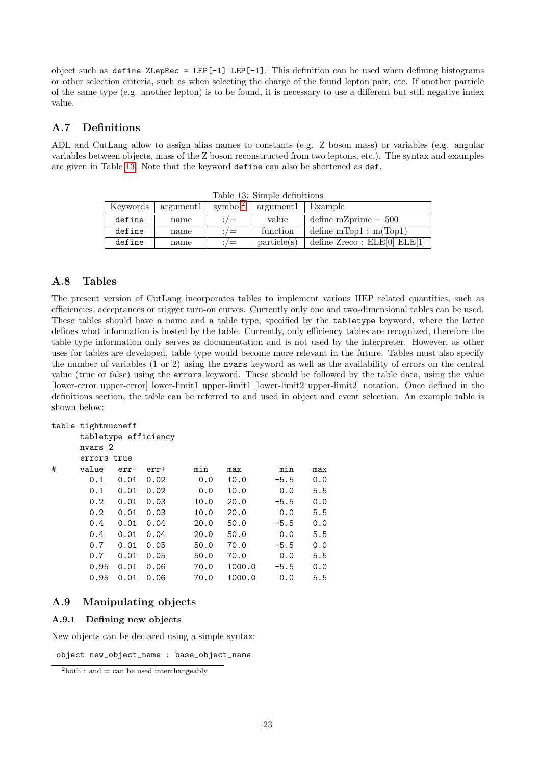object such as `define ZLepRec = LEP[-1] LEP[-1]`. This definition can be used when defining histograms or other selection criteria, such as when selecting the charge of the found lepton pair, etc. If another particle of the same type (e.g. another lepton) is to be found, it is necessary to use a different but still negative index value.

## A.7 Definitions

ADL and CutLang allow to assign alias names to constants (e.g. Z boson mass) or variables (e.g. angular variables between objects, mass of the Z boson reconstructed from two leptons, etc.). The syntax and examples are given in Table 13. Note that the keyword `define` can also be shortened as `def`.

Table 13: Simple definitions

| Keywords | argument1 | symbol[2] | argument1 | Example |
|---|---|---|---|---|
| `define` | name | :/= | value | define mZprime = 500 |
| `define` | name | :/= | function | define mTop1 : m(Top1) |
| `define` | name | :/= | particle(s) | define Zreco : ELE[0] ELE[1] |

## A.8 Tables

The present version of CutLang incorporates tables to implement various HEP related quantities, such as efficiencies, acceptances or trigger turn-on curves. Currently only one and two-dimensional tables can be used. These tables should have a name and a table type, specified by the `tabletype` keyword, where the latter defines what information is hosted by the table. Currently, only efficiency tables are recognized, therefore the table type information only serves as documentation and is not used by the interpreter. However, as other uses for tables are developed, table type would become more relevant in the future. Tables must also specify the number of variables (1 or 2) using the `nvars` keyword as well as the availability of errors on the central value (true or false) using the `errors` keyword. These should be followed by the table data, using the value [lower-error upper-error] lower-limit1 upper-limit1 [lower-limit2 upper-limit2] notation. Once defined in the definitions section, the table can be referred to and used in object and event selection. An example table is shown below:

```
table tightmuoneff
      tabletype efficiency
      nvars 2
      errors true
#     value   err-   err+      min    max        min    max
        0.1   0.01   0.02      0.0    10.0      -5.5    0.0
        0.1   0.01   0.02      0.0    10.0       0.0    5.5
        0.2   0.01   0.03     10.0    20.0      -5.5    0.0
        0.2   0.01   0.03     10.0    20.0       0.0    5.5
        0.4   0.01   0.04     20.0    50.0      -5.5    0.0
        0.4   0.01   0.04     20.0    50.0       0.0    5.5
        0.7   0.01   0.05     50.0    70.0      -5.5    0.0
        0.7   0.01   0.05     50.0    70.0       0.0    5.5
        0.95  0.01   0.06     70.0    1000.0    -5.5    0.0
        0.95  0.01   0.06     70.0    1000.0     0.0    5.5
```

## A.9 Manipulating objects

### A.9.1 Defining new objects

New objects can be declared using a simple syntax:

```
object new_object_name : base_object_name
```

[2] both : and = can be used interchangeably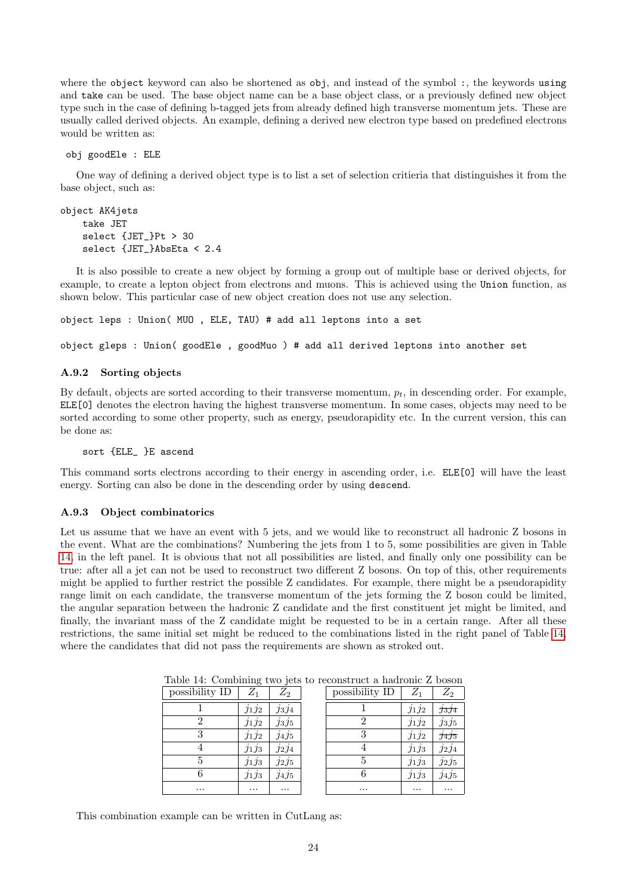where the object keyword can also be shortened as obj, and instead of the symbol :, the keywords using and take can be used. The base object name can be a base object class, or a previously defined new object type such in the case of defining b-tagged jets from already defined high transverse momentum jets. These are usually called derived objects. An example, defining a derived new electron type based on predefined electrons would be written as:

```
obj goodEle : ELE
```

One way of defining a derived object type is to list a set of selection critieria that distinguishes it from the base object, such as:

```
object AK4jets
    take JET
    select {JET_}Pt > 30
    select {JET_}AbsEta < 2.4
```

It is also possible to create a new object by forming a group out of multiple base or derived objects, for example, to create a lepton object from electrons and muons. This is achieved using the Union function, as shown below. This particular case of new object creation does not use any selection.

```
object leps : Union( MUO , ELE, TAU) # add all leptons into a set

object gleps : Union( goodEle , goodMuo ) # add all derived leptons into another set
```

### A.9.2 Sorting objects

By default, objects are sorted according to their transverse momentum, $p_t$, in descending order. For example, ELE[0] denotes the electron having the highest transverse momentum. In some cases, objects may need to be sorted according to some other property, such as energy, pseudorapidity etc. In the current version, this can be done as:

```
sort {ELE_ }E ascend
```

This command sorts electrons according to their energy in ascending order, i.e. ELE[0] will have the least energy. Sorting can also be done in the descending order by using descend.

### A.9.3 Object combinatorics

Let us assume that we have an event with 5 jets, and we would like to reconstruct all hadronic Z bosons in the event. What are the combinations? Numbering the jets from 1 to 5, some possibilities are given in Table 14, in the left panel. It is obvious that not all possibilities are listed, and finally only one possibility can be true: after all a jet can not be used to reconstruct two different Z bosons. On top of this, other requirements might be applied to further restrict the possible Z candidates. For example, there might be a pseudorapidity range limit on each candidate, the transverse momentum of the jets forming the Z boson could be limited, the angular separation between the hadronic Z candidate and the first constituent jet might be limited, and finally, the invariant mass of the Z candidate might be requested to be in a certain range. After all these restrictions, the same initial set might be reduced to the combinations listed in the right panel of Table 14, where the candidates that did not pass the requirements are shown as stroked out.

Table 14: Combining two jets to reconstruct a hadronic Z boson

| possibility ID | $Z_1$ | $Z_2$ |
|---|---|---|
| 1 | $j_1j_2$ | $j_3j_4$ |
| 2 | $j_1j_2$ | $j_3j_5$ |
| 3 | $j_1j_2$ | $j_4j_5$ |
| 4 | $j_1j_3$ | $j_2j_4$ |
| 5 | $j_1j_3$ | $j_2j_5$ |
| 6 | $j_1j_3$ | $j_4j_5$ |
| ... | ... | ... |

| possibility ID | $Z_1$ | $Z_2$ |
|---|---|---|
| 1 | $j_1j_2$ | ~~$j_3j_4$~~ |
| 2 | $j_1j_2$ | $j_3j_5$ |
| 3 | $j_1j_2$ | ~~$j_4j_5$~~ |
| 4 | $j_1j_3$ | $j_2j_4$ |
| 5 | $j_1j_3$ | $j_2j_5$ |
| 6 | $j_1j_3$ | $j_4j_5$ |
| ... | ... | ... |

This combination example can be written in CutLang as: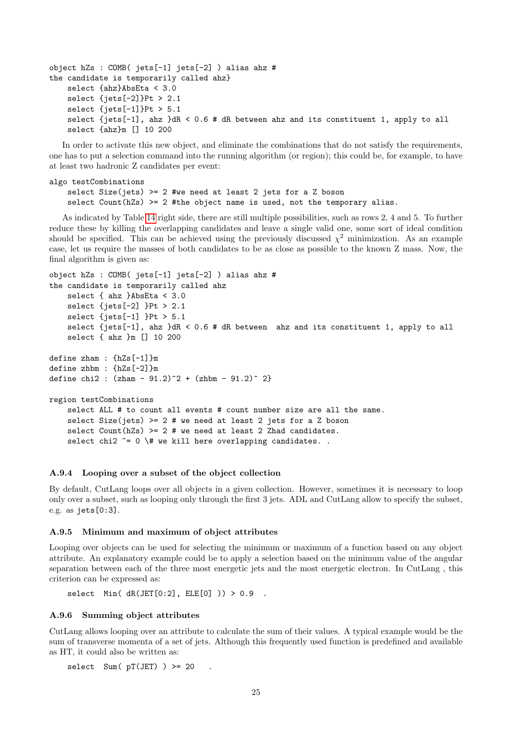```
object hZs : COMB( jets[-1] jets[-2] ) alias ahz #
the candidate is temporarily called ahz}
    select {ahz}AbsEta < 3.0
    select {jets[-2]}Pt > 2.1
    select {jets[-1]}Pt > 5.1
    select {jets[-1], ahz }dR < 0.6 # dR between ahz and its constituent 1, apply to all
    select {ahz}m [] 10 200
```

In order to activate this new object, and eliminate the combinations that do not satisfy the requirements, one has to put a selection command into the running algorithm (or region); this could be, for example, to have at least two hadronic Z candidates per event:

```
algo testCombinations
    select Size(jets) >= 2 #we need at least 2 jets for a Z boson
    select Count(hZs) >= 2 #the object name is used, not the temporary alias.
```

As indicated by Table 14 right side, there are still multiple possibilities, such as rows 2, 4 and 5. To further reduce these by killing the overlapping candidates and leave a single valid one, some sort of ideal condition should be specified. This can be achieved using the previously discussed $\chi^2$ minimization. As an example case, let us require the masses of both candidates to be as close as possible to the known Z mass. Now, the final algorithm is given as:

```
object hZs : COMB( jets[-1] jets[-2] ) alias ahz #
the candidate is temporarily called ahz
    select { ahz }AbsEta < 3.0
    select {jets[-2] }Pt > 2.1
    select {jets[-1] }Pt > 5.1
    select {jets[-1], ahz }dR < 0.6 # dR between  ahz and its constituent 1, apply to all
    select { ahz }m [] 10 200

define zham : {hZs[-1]}m
define zhbm : {hZs[-2]}m
define chi2 : (zham - 91.2)^2 + (zhbm - 91.2)^ 2}

region testCombinations
    select ALL # to count all events # count number size are all the same.
    select Size(jets) >= 2 # we need at least 2 jets for a Z boson
    select Count(hZs) >= 2 # we need at least 2 Zhad candidates.
    select chi2 ~= 0 \# we kill here overlapping candidates. .
```

#### A.9.4 Looping over a subset of the object collection

By default, CutLang loops over all objects in a given collection. However, sometimes it is necessary to loop only over a subset, such as looping only through the first 3 jets. ADL and CutLang allow to specify the subset, e.g. as `jets[0:3]`.

#### A.9.5 Minimum and maximum of object attributes

Looping over objects can be used for selecting the minimum or maximum of a function based on any object attribute. An explanatory example could be to apply a selection based on the minimum value of the angular separation between each of the three most energetic jets and the most energetic electron. In CutLang , this criterion can be expressed as:

```
select  Min( dR(JET[0:2], ELE[0] )) > 0.9  .
```

#### A.9.6 Summing object attributes

CutLang allows looping over an attribute to calculate the sum of their values. A typical example would be the sum of transverse momenta of a set of jets. Although this frequently used function is predefined and available as HT, it could also be written as:

```
select  Sum( pT(JET) ) >= 20   .
```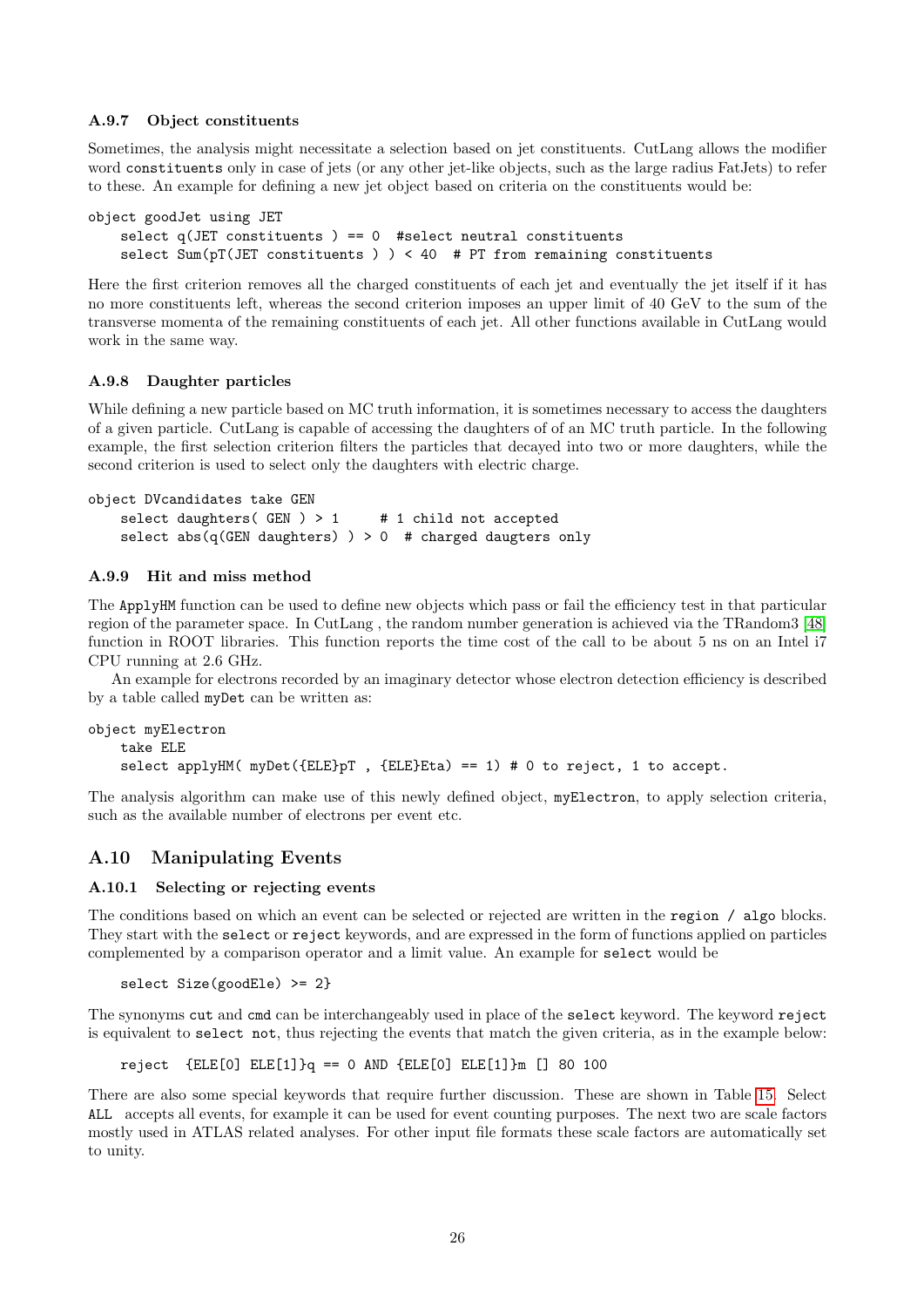#### A.9.7 Object constituents

Sometimes, the analysis might necessitate a selection based on jet constituents. CutLang allows the modifier word `constituents` only in case of jets (or any other jet-like objects, such as the large radius FatJets) to refer to these. An example for defining a new jet object based on criteria on the constituents would be:

```
object goodJet using JET
    select q(JET constituents ) == 0  #select neutral constituents
    select Sum(pT(JET constituents ) ) < 40  # PT from remaining constituents
```

Here the first criterion removes all the charged constituents of each jet and eventually the jet itself if it has no more constituents left, whereas the second criterion imposes an upper limit of 40 GeV to the sum of the transverse momenta of the remaining constituents of each jet. All other functions available in CutLang would work in the same way.

#### A.9.8 Daughter particles

While defining a new particle based on MC truth information, it is sometimes necessary to access the daughters of a given particle. CutLang is capable of accessing the daughters of of an MC truth particle. In the following example, the first selection criterion filters the particles that decayed into two or more daughters, while the second criterion is used to select only the daughters with electric charge.

```
object DVcandidates take GEN
    select daughters( GEN ) > 1     # 1 child not accepted
    select abs(q(GEN daughters) ) > 0  # charged daugters only
```

#### A.9.9 Hit and miss method

The `ApplyHM` function can be used to define new objects which pass or fail the efficiency test in that particular region of the parameter space. In CutLang , the random number generation is achieved via the TRandom3 [48] function in ROOT libraries. This function reports the time cost of the call to be about 5 ns on an Intel i7 CPU running at 2.6 GHz.

An example for electrons recorded by an imaginary detector whose electron detection efficiency is described by a table called `myDet` can be written as:

```
object myElectron
    take ELE
    select applyHM( myDet({ELE}pT , {ELE}Eta) == 1) # 0 to reject, 1 to accept.
```

The analysis algorithm can make use of this newly defined object, `myElectron`, to apply selection criteria, such as the available number of electrons per event etc.

### A.10 Manipulating Events

#### A.10.1 Selecting or rejecting events

The conditions based on which an event can be selected or rejected are written in the `region / algo` blocks. They start with the `select` or `reject` keywords, and are expressed in the form of functions applied on particles complemented by a comparison operator and a limit value. An example for `select` would be

```
    select Size(goodEle) >= 2}
```

The synonyms `cut` and `cmd` can be interchangeably used in place of the `select` keyword. The keyword `reject` is equivalent to `select not`, thus rejecting the events that match the given criteria, as in the example below:

```
    reject  {ELE[0] ELE[1]}q == 0 AND {ELE[0] ELE[1]}m [] 80 100
```

There are also some special keywords that require further discussion. These are shown in Table 15. Select `ALL` accepts all events, for example it can be used for event counting purposes. The next two are scale factors mostly used in ATLAS related analyses. For other input file formats these scale factors are automatically set to unity.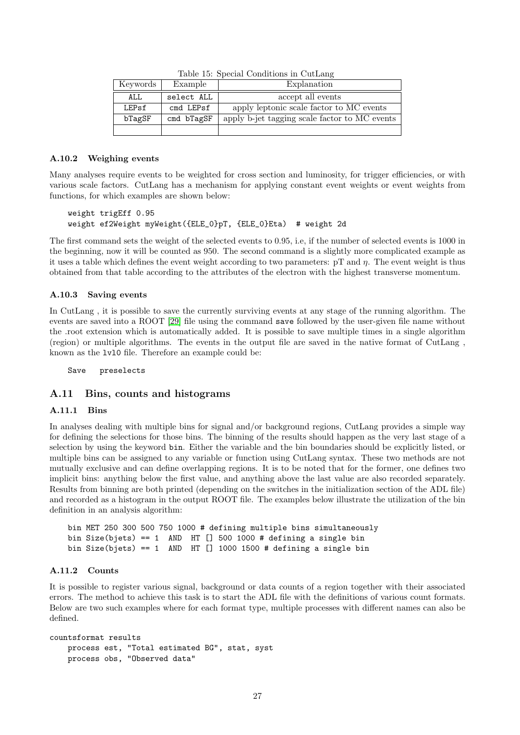Table 15: Special Conditions in CutLang

| Keywords | Example | Explanation |
|---|---|---|
| ALL | select ALL | accept all events |
| LEPsf | cmd LEPsf | apply leptonic scale factor to MC events |
| bTagSF | cmd bTagSF | apply b-jet tagging scale factor to MC events |
| | | |

### A.10.2 Weighing events

Many analyses require events to be weighted for cross section and luminosity, for trigger efficiencies, or with various scale factors. CutLang has a mechanism for applying constant event weights or event weights from functions, for which examples are shown below:

```
weight trigEff 0.95
weight ef2Weight myWeight({ELE_0}pT, {ELE_0}Eta)  # weight 2d
```

The first command sets the weight of the selected events to 0.95, i.e, if the number of selected events is 1000 in the beginning, now it will be counted as 950. The second command is a slightly more complicated example as it uses a table which defines the event weight according to two parameters: pT and $\eta$. The event weight is thus obtained from that table according to the attributes of the electron with the highest transverse momentum.

### A.10.3 Saving events

In CutLang , it is possible to save the currently surviving events at any stage of the running algorithm. The events are saved into a ROOT [29] file using the command `save` followed by the user-given file name without the .root extension which is automatically added. It is possible to save multiple times in a single algorithm (region) or multiple algorithms. The events in the output file are saved in the native format of CutLang , known as the `lvl0` file. Therefore an example could be:

```
Save   preselects
```

## A.11 Bins, counts and histograms

### A.11.1 Bins

In analyses dealing with multiple bins for signal and/or background regions, CutLang provides a simple way for defining the selections for those bins. The binning of the results should happen as the very last stage of a selection by using the keyword `bin`. Either the variable and the bin boundaries should be explicitly listed, or multiple bins can be assigned to any variable or function using CutLang syntax. These two methods are not mutually exclusive and can define overlapping regions. It is to be noted that for the former, one defines two implicit bins: anything below the first value, and anything above the last value are also recorded separately. Results from binning are both printed (depending on the switches in the initialization section of the ADL file) and recorded as a histogram in the output ROOT file. The examples below illustrate the utilization of the bin definition in an analysis algorithm:

```
bin MET 250 300 500 750 1000 # defining multiple bins simultaneously
bin Size(bjets) == 1  AND  HT [] 500 1000 # defining a single bin
bin Size(bjets) == 1  AND  HT [] 1000 1500 # defining a single bin
```

### A.11.2 Counts

It is possible to register various signal, background or data counts of a region together with their associated errors. The method to achieve this task is to start the ADL file with the definitions of various count formats. Below are two such examples where for each format type, multiple processes with different names can also be defined.

```
countsformat results
    process est, "Total estimated BG", stat, syst
    process obs, "Observed data"
```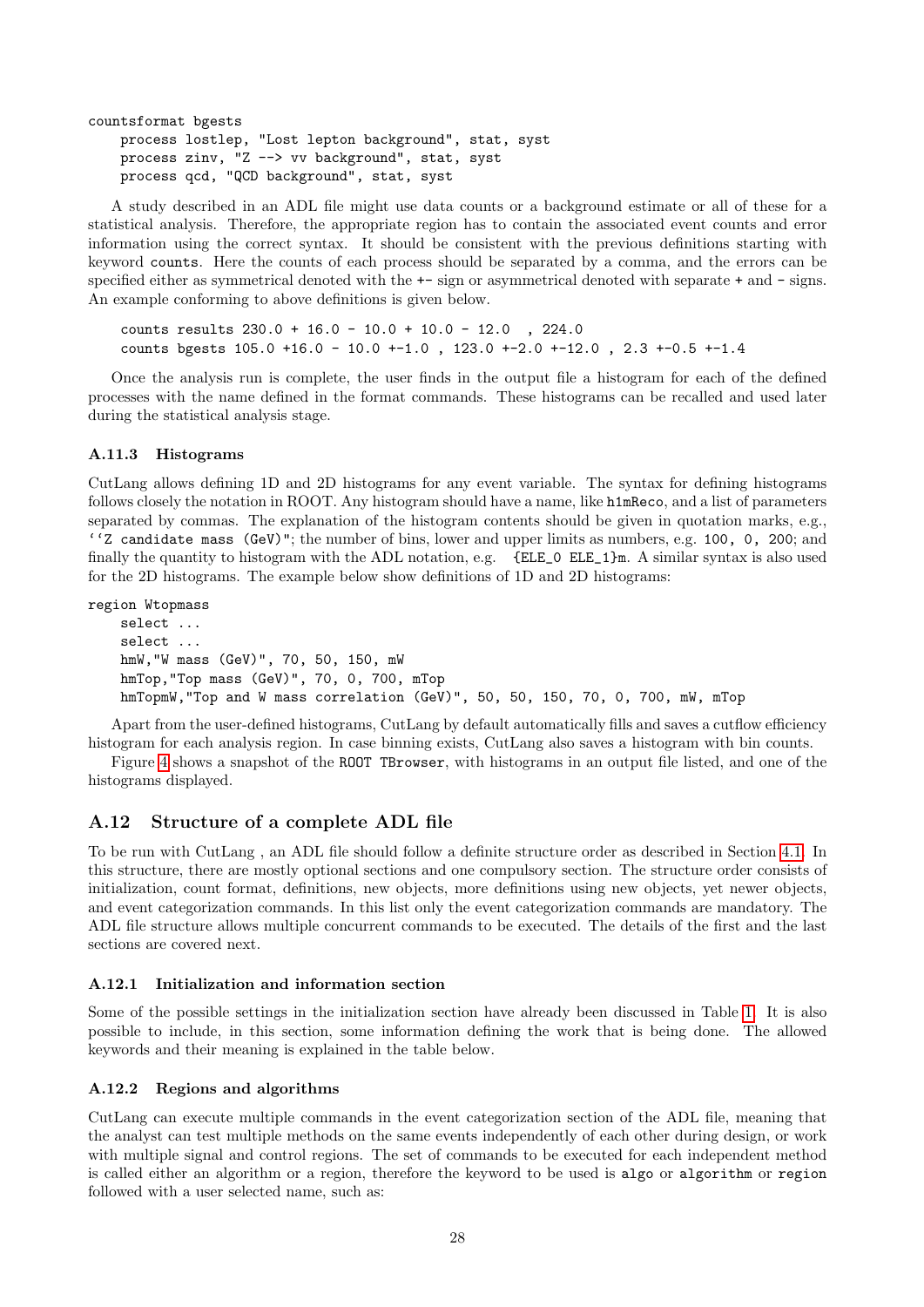```
countsformat bgests
    process lostlep, "Lost lepton background", stat, syst
    process zinv, "Z --> vv background", stat, syst
    process qcd, "QCD background", stat, syst
```

A study described in an ADL file might use data counts or a background estimate or all of these for a statistical analysis. Therefore, the appropriate region has to contain the associated event counts and error information using the correct syntax. It should be consistent with the previous definitions starting with keyword `counts`. Here the counts of each process should be separated by a comma, and the errors can be specified either as symmetrical denoted with the `+-` sign or asymmetrical denoted with separate `+` and `-` signs. An example conforming to above definitions is given below.

```
counts results 230.0 + 16.0 - 10.0 + 10.0 - 12.0  , 224.0
counts bgests 105.0 +16.0 - 10.0 +-1.0 , 123.0 +-2.0 +-12.0 , 2.3 +-0.5 +-1.4
```

Once the analysis run is complete, the user finds in the output file a histogram for each of the defined processes with the name defined in the format commands. These histograms can be recalled and used later during the statistical analysis stage.

### A.11.3 Histograms

CutLang allows defining 1D and 2D histograms for any event variable. The syntax for defining histograms follows closely the notation in ROOT. Any histogram should have a name, like `h1mReco`, and a list of parameters separated by commas. The explanation of the histogram contents should be given in quotation marks, e.g., `''Z candidate mass (GeV)"`; the number of bins, lower and upper limits as numbers, e.g. `100, 0, 200`; and finally the quantity to histogram with the ADL notation, e.g. `{ELE_0 ELE_1}m`. A similar syntax is also used for the 2D histograms. The example below show definitions of 1D and 2D histograms:

```
region Wtopmass
    select ...
    select ...
    hmW,"W mass (GeV)", 70, 50, 150, mW
    hmTop,"Top mass (GeV)", 70, 0, 700, mTop
    hmTopmW,"Top and W mass correlation (GeV)", 50, 50, 150, 70, 0, 700, mW, mTop
```

Apart from the user-defined histograms, CutLang by default automatically fills and saves a cutflow efficiency histogram for each analysis region. In case binning exists, CutLang also saves a histogram with bin counts.

Figure 4 shows a snapshot of the `ROOT TBrowser`, with histograms in an output file listed, and one of the histograms displayed.

## A.12 Structure of a complete ADL file

To be run with CutLang , an ADL file should follow a definite structure order as described in Section 4.1. In this structure, there are mostly optional sections and one compulsory section. The structure order consists of initialization, count format, definitions, new objects, more definitions using new objects, yet newer objects, and event categorization commands. In this list only the event categorization commands are mandatory. The ADL file structure allows multiple concurrent commands to be executed. The details of the first and the last sections are covered next.

### A.12.1 Initialization and information section

Some of the possible settings in the initialization section have already been discussed in Table 1. It is also possible to include, in this section, some information defining the work that is being done. The allowed keywords and their meaning is explained in the table below.

### A.12.2 Regions and algorithms

CutLang can execute multiple commands in the event categorization section of the ADL file, meaning that the analyst can test multiple methods on the same events independently of each other during design, or work with multiple signal and control regions. The set of commands to be executed for each independent method is called either an algorithm or a region, therefore the keyword to be used is `algo` or `algorithm` or `region` followed with a user selected name, such as: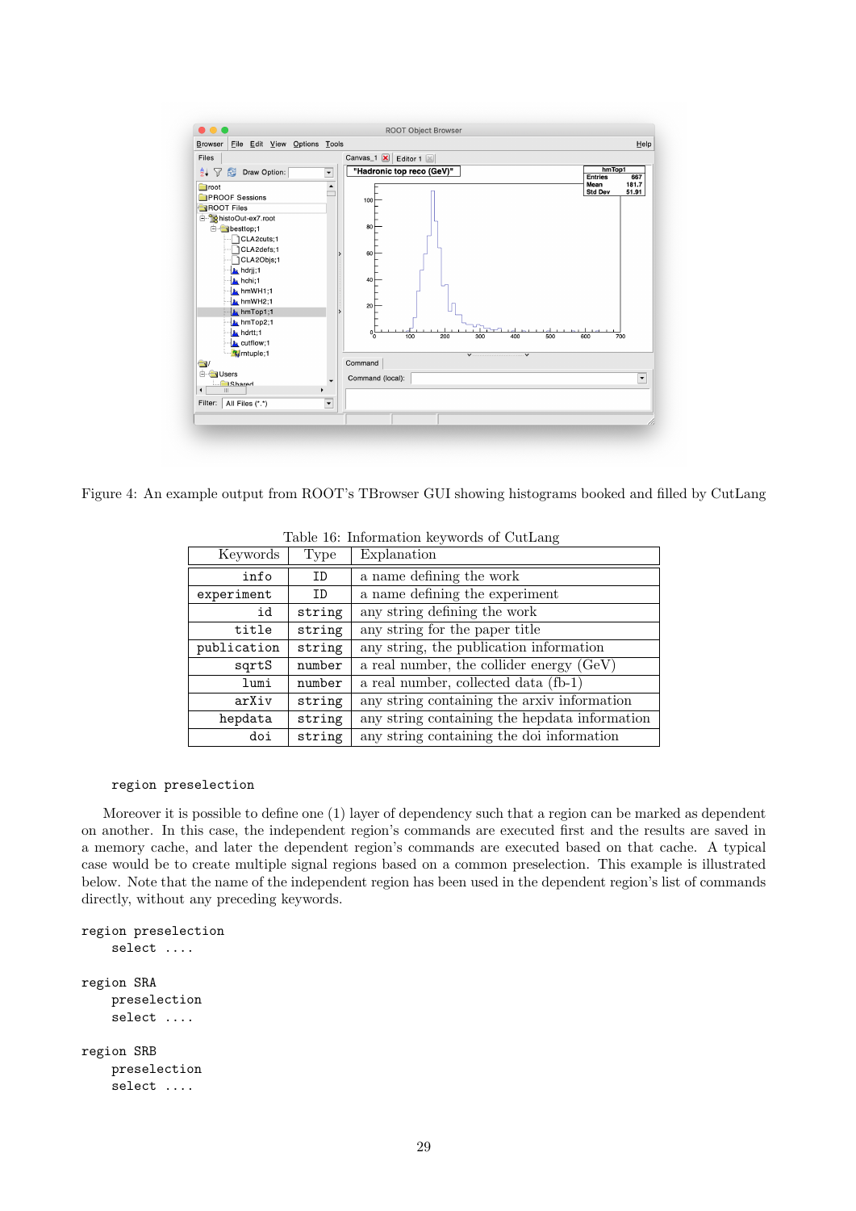Figure 4: An example output from ROOT's TBrowser GUI showing histograms booked and filled by CutLang

Table 16: Information keywords of CutLang

| Keywords | Type | Explanation |
|---|---|---|
| info | ID | a name defining the work |
| experiment | ID | a name defining the experiment |
| id | string | any string defining the work |
| title | string | any string for the paper title |
| publication | string | any string, the publication information |
| sqrtS | number | a real number, the collider energy (GeV) |
| lumi | number | a real number, collected data (fb-1) |
| arXiv | string | any string containing the arxiv information |
| hepdata | string | any string containing the hepdata information |
| doi | string | any string containing the doi information |

```
region preselection
```

Moreover it is possible to define one (1) layer of dependency such that a region can be marked as dependent on another. In this case, the independent region's commands are executed first and the results are saved in a memory cache, and later the dependent region's commands are executed based on that cache. A typical case would be to create multiple signal regions based on a common preselection. This example is illustrated below. Note that the name of the independent region has been used in the dependent region's list of commands directly, without any preceding keywords.

```
region preselection
    select ....

region SRA
    preselection
    select ....

region SRB
    preselection
    select ....
```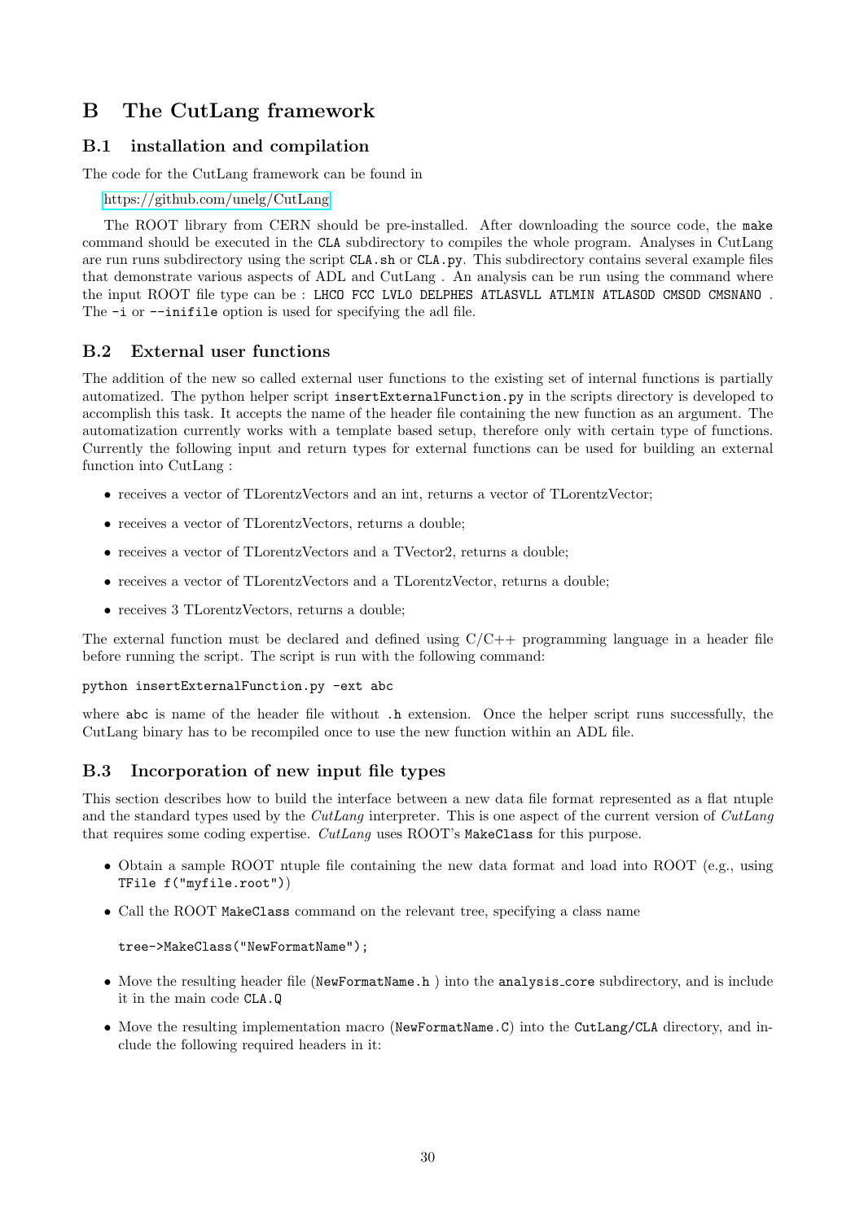# B The CutLang framework

## B.1 installation and compilation

The code for the CutLang framework can be found in

https://github.com/unelg/CutLang

The ROOT library from CERN should be pre-installed. After downloading the source code, the `make` command should be executed in the `CLA` subdirectory to compiles the whole program. Analyses in CutLang are run runs subdirectory using the script `CLA.sh` or `CLA.py`. This subdirectory contains several example files that demonstrate various aspects of ADL and CutLang . An analysis can be run using the command where the input ROOT file type can be : `LHCO FCC LVL0 DELPHES ATLASVLL ATLMIN ATLASOD CMSOD CMSNANO` . The `-i` or `--inifile` option is used for specifying the adl file.

## B.2 External user functions

The addition of the new so called external user functions to the existing set of internal functions is partially automatized. The python helper script `insertExternalFunction.py` in the scripts directory is developed to accomplish this task. It accepts the name of the header file containing the new function as an argument. The automatization currently works with a template based setup, therefore only with certain type of functions. Currently the following input and return types for external functions can be used for building an external function into CutLang :

- receives a vector of TLorentzVectors and an int, returns a vector of TLorentzVector;
- receives a vector of TLorentzVectors, returns a double;
- receives a vector of TLorentzVectors and a TVector2, returns a double;
- receives a vector of TLorentzVectors and a TLorentzVector, returns a double;
- receives 3 TLorentzVectors, returns a double;

The external function must be declared and defined using C/C++ programming language in a header file before running the script. The script is run with the following command:

```
python insertExternalFunction.py -ext abc
```

where `abc` is name of the header file without `.h` extension. Once the helper script runs successfully, the CutLang binary has to be recompiled once to use the new function within an ADL file.

## B.3 Incorporation of new input file types

This section describes how to build the interface between a new data file format represented as a flat ntuple and the standard types used by the *CutLang* interpreter. This is one aspect of the current version of *CutLang* that requires some coding expertise. *CutLang* uses ROOT's `MakeClass` for this purpose.

- Obtain a sample ROOT ntuple file containing the new data format and load into ROOT (e.g., using `TFile f("myfile.root")`)
- Call the ROOT `MakeClass` command on the relevant tree, specifying a class name

  ```
  tree->MakeClass("NewFormatName");
  ```

- Move the resulting header file (`NewFormatName.h` ) into the `analysis_core` subdirectory, and is include it in the main code `CLA.Q`
- Move the resulting implementation macro (`NewFormatName.C`) into the `CutLang/CLA` directory, and include the following required headers in it: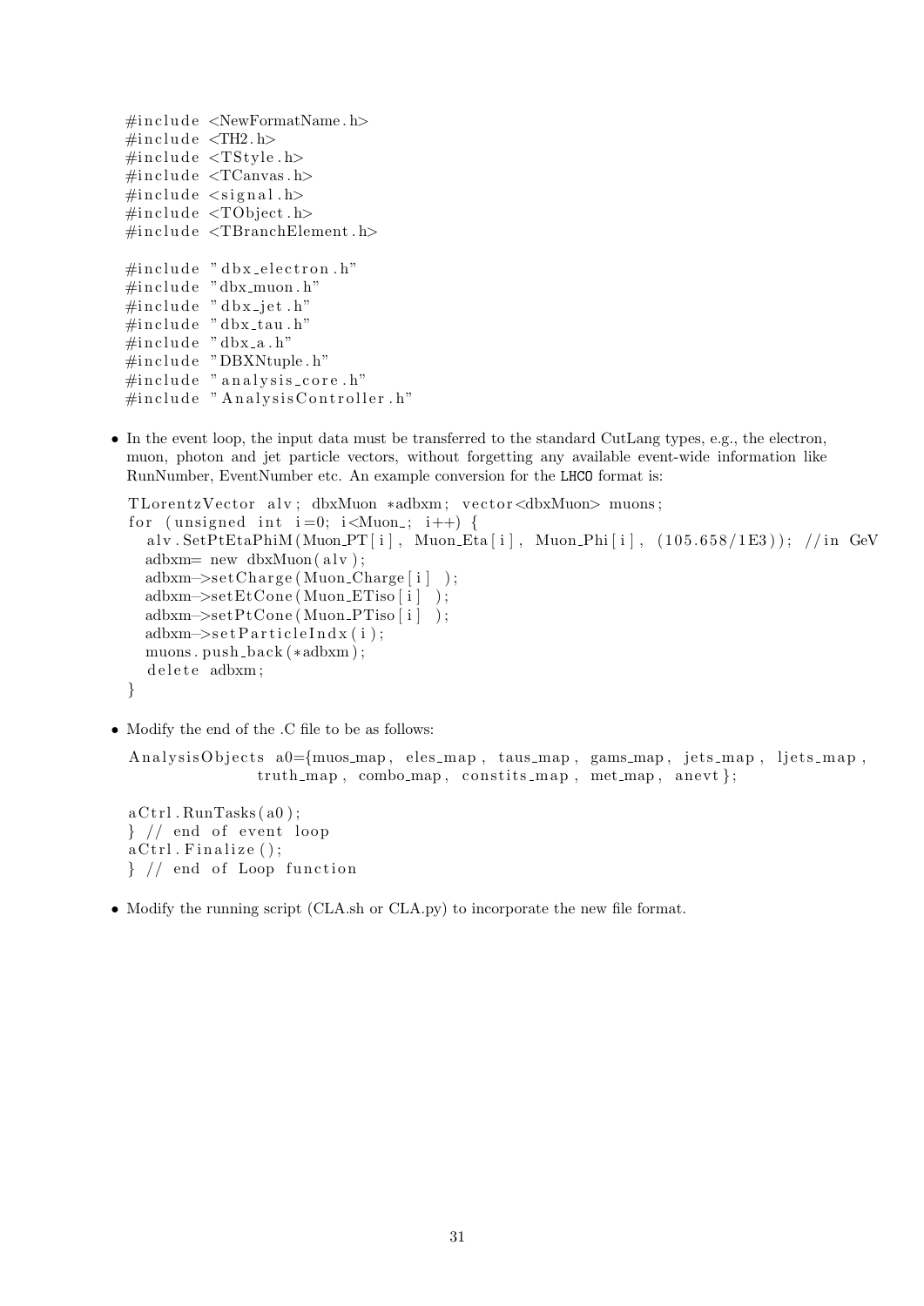```
#include <NewFormatName.h>
#include <TH2.h>
#include <TStyle.h>
#include <TCanvas.h>
#include <signal.h>
#include <TObject.h>
#include <TBranchElement.h>

#include "dbx_electron.h"
#include "dbx_muon.h"
#include "dbx_jet.h"
#include "dbx_tau.h"
#include "dbx_a.h"
#include "DBXNtuple.h"
#include "analysis_core.h"
#include "AnalysisController.h"
```

- In the event loop, the input data must be transferred to the standard CutLang types, e.g., the electron, muon, photon and jet particle vectors, without forgetting any available event-wide information like RunNumber, EventNumber etc. An example conversion for the `LHCO` format is:

```
TLorentzVector alv; dbxMuon *adbxm; vector<dbxMuon> muons;
for (unsigned int i=0; i<Muon_; i++) {
  alv.SetPtEtaPhiM(Muon_PT[i], Muon_Eta[i], Muon_Phi[i], (105.658/1E3)); //in GeV
  adbxm= new dbxMuon(alv);
  adbxm->setCharge(Muon_Charge[i] );
  adbxm->setEtCone(Muon_ETiso[i] );
  adbxm->setPtCone(Muon_PTiso[i] );
  adbxm->setParticleIndx(i);
  muons.push_back(*adbxm);
  delete adbxm;
}
```

- Modify the end of the .C file to be as follows:

```
AnalysisObjects a0={muos_map, eles_map, taus_map, gams_map, jets_map, ljets_map,
                truth_map, combo_map, constits_map, met_map, anevt};

aCtrl.RunTasks(a0);
} // end of event loop
aCtrl.Finalize();
} // end of Loop function
```

- Modify the running script (CLA.sh or CLA.py) to incorporate the new file format.